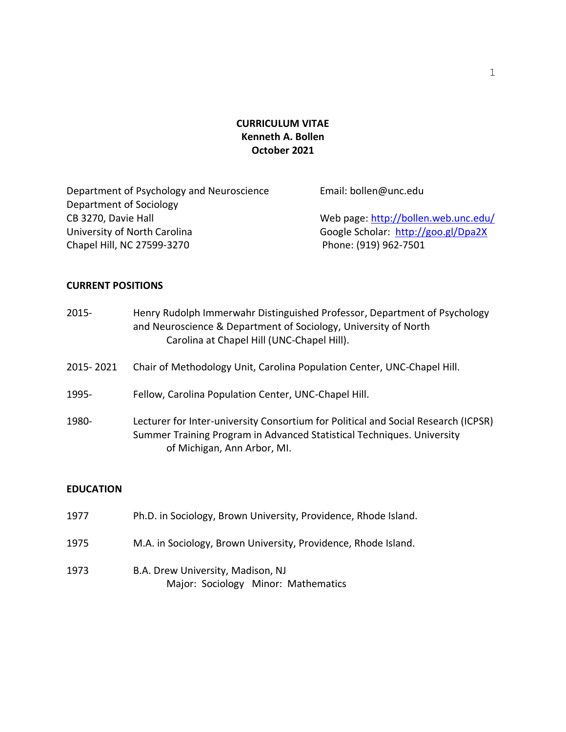**CURRICULUM VITAE**
**Kenneth A. Bollen**
**October 2021**

Department of Psychology and Neuroscience
Department of Sociology
CB 3270, Davie Hall
University of North Carolina
Chapel Hill, NC 27599-3270

Email: bollen@unc.edu

Web page: [http://bollen.web.unc.edu/](http://bollen.web.unc.edu/)
Google Scholar: [http://goo.gl/Dpa2X](http://goo.gl/Dpa2X)
Phone: (919) 962-7501

## CURRENT POSITIONS

2015- Henry Rudolph Immerwahr Distinguished Professor, Department of Psychology and Neuroscience & Department of Sociology, University of North Carolina at Chapel Hill (UNC-Chapel Hill).

2015- 2021 Chair of Methodology Unit, Carolina Population Center, UNC-Chapel Hill.

1995- Fellow, Carolina Population Center, UNC-Chapel Hill.

1980- Lecturer for Inter-university Consortium for Political and Social Research (ICPSR) Summer Training Program in Advanced Statistical Techniques. University of Michigan, Ann Arbor, MI.

## EDUCATION

1977 Ph.D. in Sociology, Brown University, Providence, Rhode Island.

1975 M.A. in Sociology, Brown University, Providence, Rhode Island.

1973 B.A. Drew University, Madison, NJ
Major: Sociology Minor: Mathematics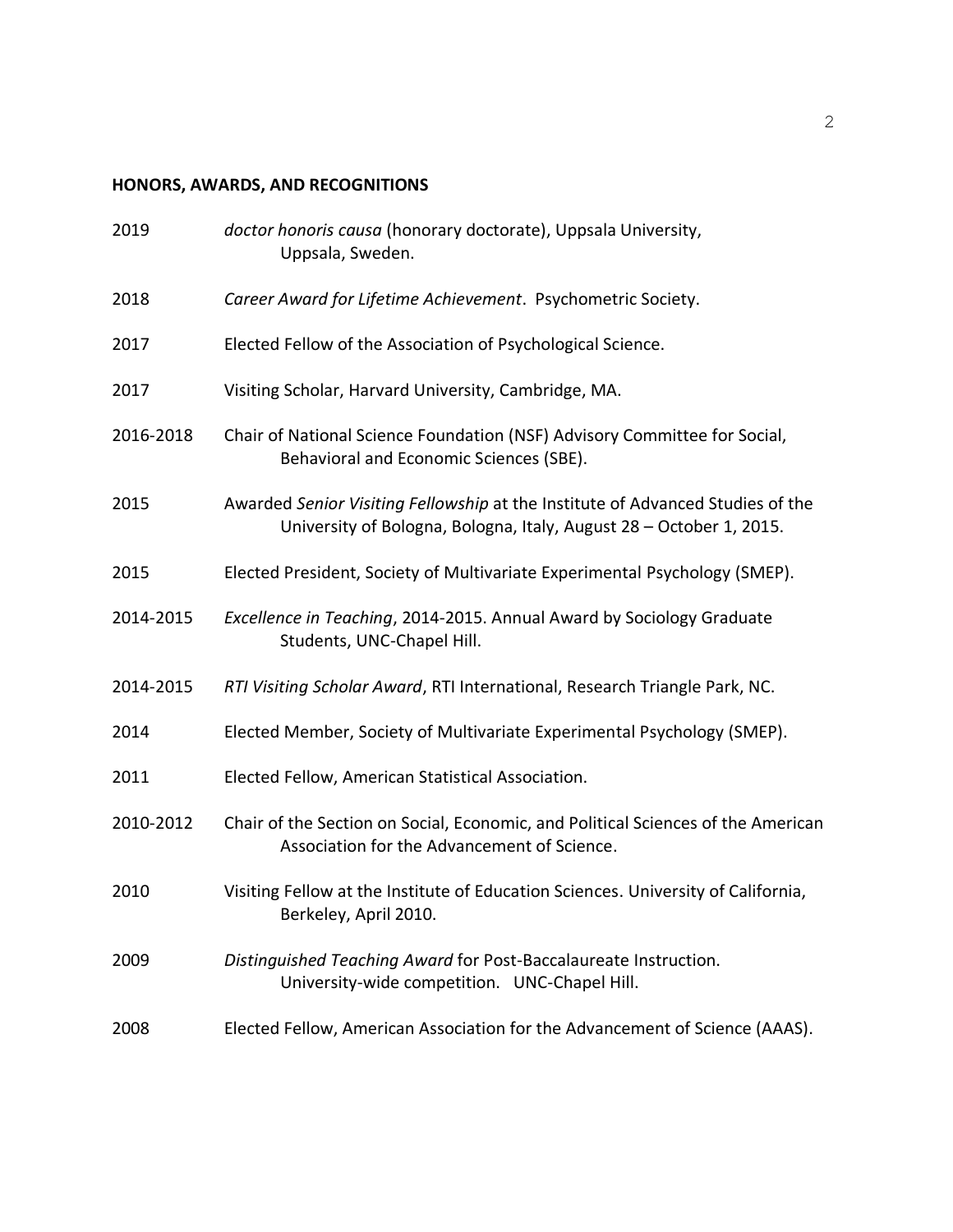**HONORS, AWARDS, AND RECOGNITIONS**

2019 — *doctor honoris causa* (honorary doctorate), Uppsala University, Uppsala, Sweden.

2018 — *Career Award for Lifetime Achievement*. Psychometric Society.

2017 — Elected Fellow of the Association of Psychological Science.

2017 — Visiting Scholar, Harvard University, Cambridge, MA.

2016-2018 — Chair of National Science Foundation (NSF) Advisory Committee for Social, Behavioral and Economic Sciences (SBE).

2015 — Awarded *Senior Visiting Fellowship* at the Institute of Advanced Studies of the University of Bologna, Bologna, Italy, August 28 – October 1, 2015.

2015 — Elected President, Society of Multivariate Experimental Psychology (SMEP).

2014-2015 — *Excellence in Teaching*, 2014-2015. Annual Award by Sociology Graduate Students, UNC-Chapel Hill.

2014-2015 — *RTI Visiting Scholar Award*, RTI International, Research Triangle Park, NC.

2014 — Elected Member, Society of Multivariate Experimental Psychology (SMEP).

2011 — Elected Fellow, American Statistical Association.

2010-2012 — Chair of the Section on Social, Economic, and Political Sciences of the American Association for the Advancement of Science.

2010 — Visiting Fellow at the Institute of Education Sciences. University of California, Berkeley, April 2010.

2009 — *Distinguished Teaching Award* for Post-Baccalaureate Instruction. University-wide competition. UNC-Chapel Hill.

2008 — Elected Fellow, American Association for the Advancement of Science (AAAS).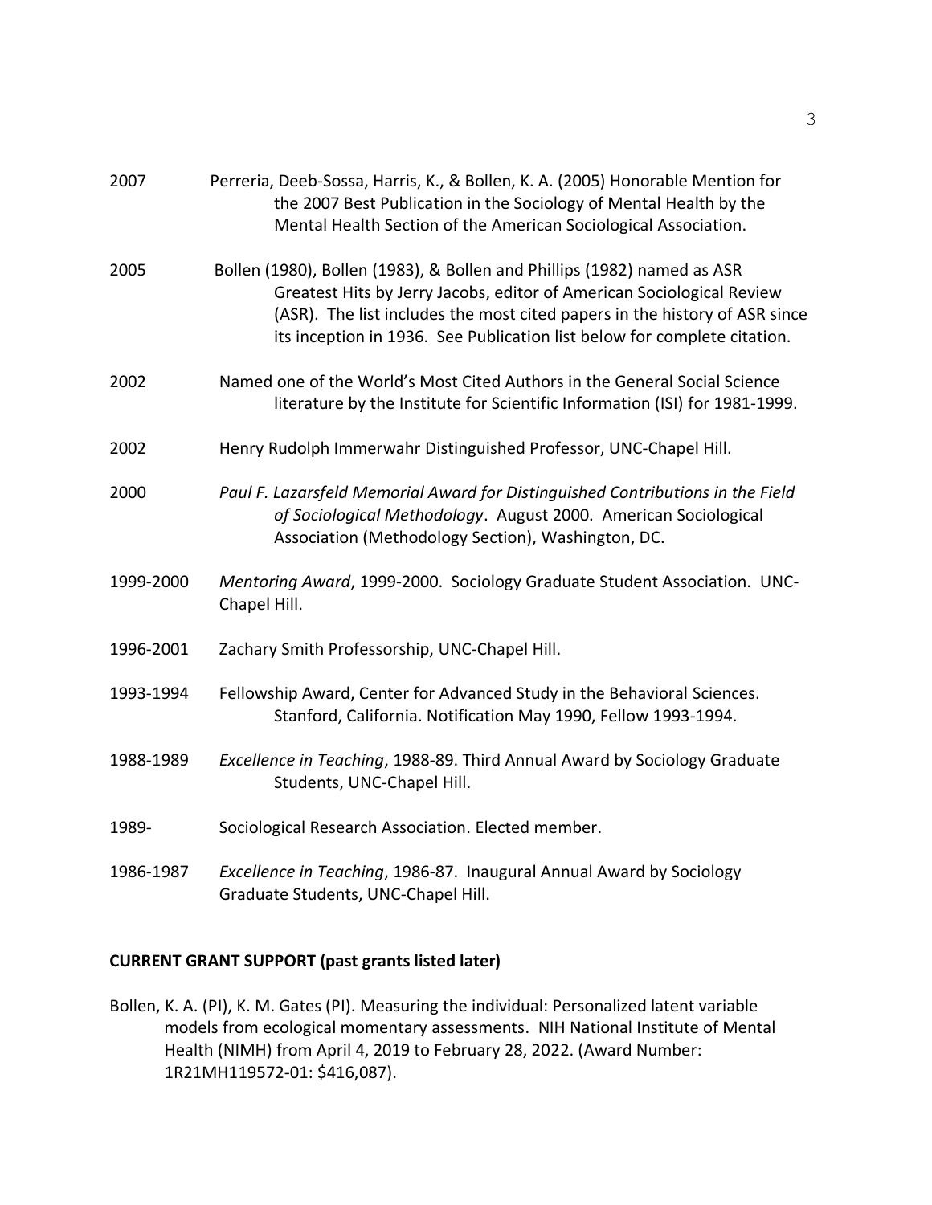2007 Perreria, Deeb-Sossa, Harris, K., & Bollen, K. A. (2005) Honorable Mention for the 2007 Best Publication in the Sociology of Mental Health by the Mental Health Section of the American Sociological Association.

2005 Bollen (1980), Bollen (1983), & Bollen and Phillips (1982) named as ASR Greatest Hits by Jerry Jacobs, editor of American Sociological Review (ASR). The list includes the most cited papers in the history of ASR since its inception in 1936. See Publication list below for complete citation.

2002 Named one of the World's Most Cited Authors in the General Social Science literature by the Institute for Scientific Information (ISI) for 1981-1999.

2002 Henry Rudolph Immerwahr Distinguished Professor, UNC-Chapel Hill.

2000 *Paul F. Lazarsfeld Memorial Award for Distinguished Contributions in the Field of Sociological Methodology*. August 2000. American Sociological Association (Methodology Section), Washington, DC.

1999-2000 *Mentoring Award*, 1999-2000. Sociology Graduate Student Association. UNC-Chapel Hill.

1996-2001 Zachary Smith Professorship, UNC-Chapel Hill.

1993-1994 Fellowship Award, Center for Advanced Study in the Behavioral Sciences. Stanford, California. Notification May 1990, Fellow 1993-1994.

1988-1989 *Excellence in Teaching*, 1988-89. Third Annual Award by Sociology Graduate Students, UNC-Chapel Hill.

1989- Sociological Research Association. Elected member.

1986-1987 *Excellence in Teaching*, 1986-87. Inaugural Annual Award by Sociology Graduate Students, UNC-Chapel Hill.

**CURRENT GRANT SUPPORT (past grants listed later)**

Bollen, K. A. (PI), K. M. Gates (PI). Measuring the individual: Personalized latent variable models from ecological momentary assessments. NIH National Institute of Mental Health (NIMH) from April 4, 2019 to February 28, 2022. (Award Number: 1R21MH119572-01: $416,087).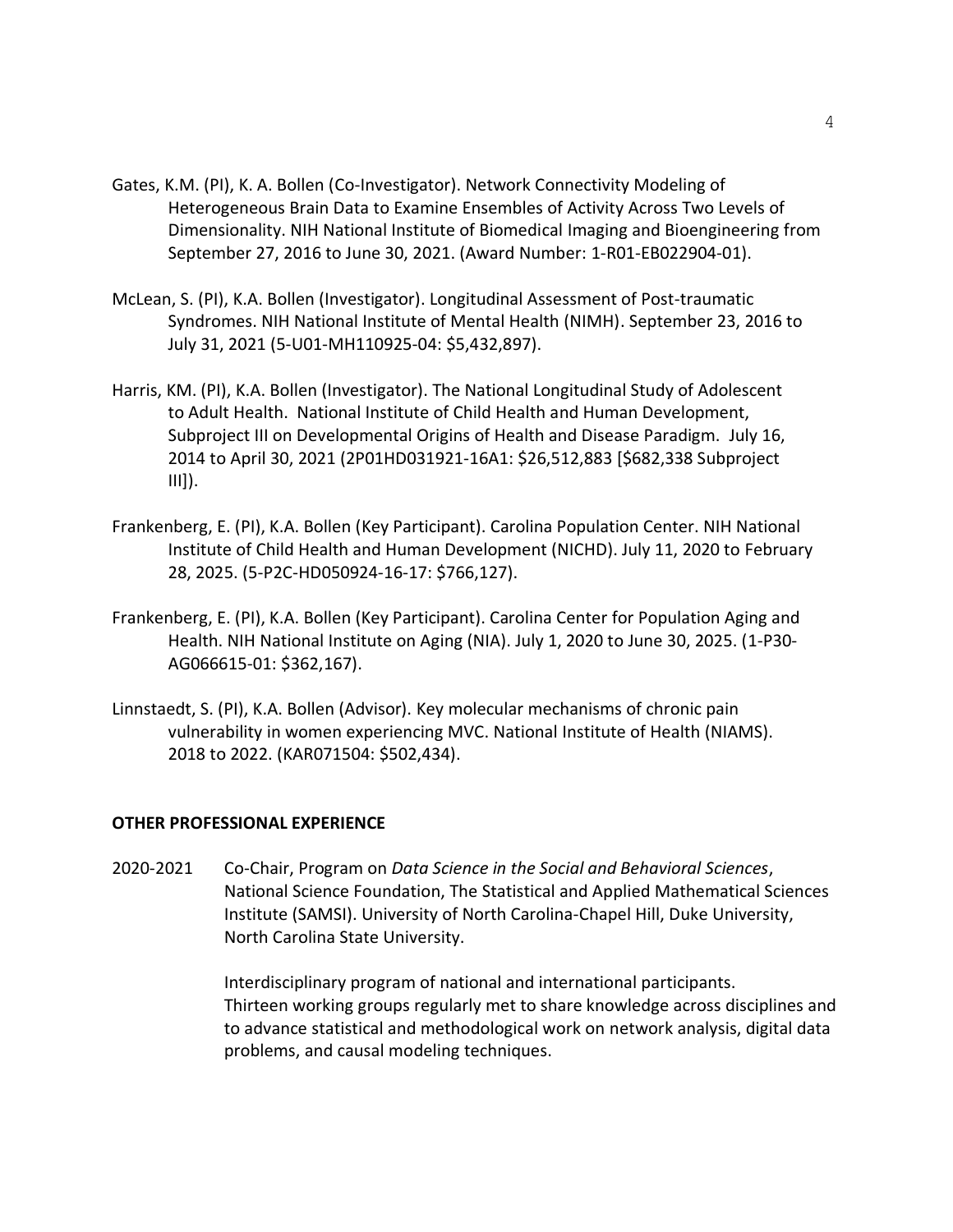Gates, K.M. (PI), K. A. Bollen (Co-Investigator). Network Connectivity Modeling of Heterogeneous Brain Data to Examine Ensembles of Activity Across Two Levels of Dimensionality. NIH National Institute of Biomedical Imaging and Bioengineering from September 27, 2016 to June 30, 2021. (Award Number: 1-R01-EB022904-01).

McLean, S. (PI), K.A. Bollen (Investigator). Longitudinal Assessment of Post-traumatic Syndromes. NIH National Institute of Mental Health (NIMH). September 23, 2016 to July 31, 2021 (5-U01-MH110925-04: $5,432,897).

Harris, KM. (PI), K.A. Bollen (Investigator). The National Longitudinal Study of Adolescent to Adult Health. National Institute of Child Health and Human Development, Subproject III on Developmental Origins of Health and Disease Paradigm. July 16, 2014 to April 30, 2021 (2P01HD031921-16A1: $26,512,883 [$682,338 Subproject III]).

Frankenberg, E. (PI), K.A. Bollen (Key Participant). Carolina Population Center. NIH National Institute of Child Health and Human Development (NICHD). July 11, 2020 to February 28, 2025. (5-P2C-HD050924-16-17: $766,127).

Frankenberg, E. (PI), K.A. Bollen (Key Participant). Carolina Center for Population Aging and Health. NIH National Institute on Aging (NIA). July 1, 2020 to June 30, 2025. (1-P30-AG066615-01: $362,167).

Linnstaedt, S. (PI), K.A. Bollen (Advisor). Key molecular mechanisms of chronic pain vulnerability in women experiencing MVC. National Institute of Health (NIAMS). 2018 to 2022. (KAR071504: $502,434).

**OTHER PROFESSIONAL EXPERIENCE**

2020-2021 Co-Chair, Program on *Data Science in the Social and Behavioral Sciences*, National Science Foundation, The Statistical and Applied Mathematical Sciences Institute (SAMSI). University of North Carolina-Chapel Hill, Duke University, North Carolina State University.

Interdisciplinary program of national and international participants. Thirteen working groups regularly met to share knowledge across disciplines and to advance statistical and methodological work on network analysis, digital data problems, and causal modeling techniques.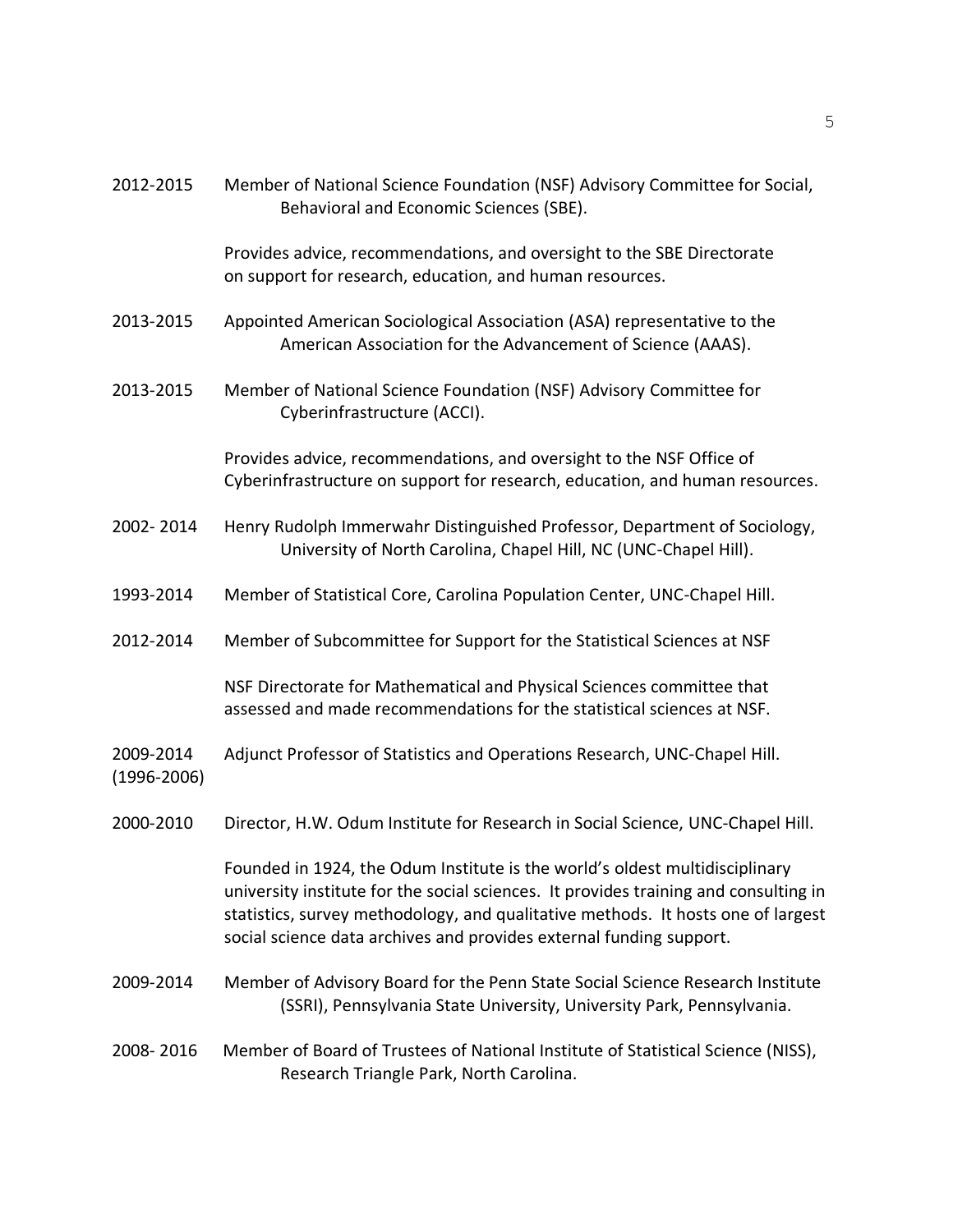2012-2015 Member of National Science Foundation (NSF) Advisory Committee for Social, Behavioral and Economic Sciences (SBE).

Provides advice, recommendations, and oversight to the SBE Directorate on support for research, education, and human resources.

2013-2015 Appointed American Sociological Association (ASA) representative to the American Association for the Advancement of Science (AAAS).

2013-2015 Member of National Science Foundation (NSF) Advisory Committee for Cyberinfrastructure (ACCI).

Provides advice, recommendations, and oversight to the NSF Office of Cyberinfrastructure on support for research, education, and human resources.

2002- 2014 Henry Rudolph Immerwahr Distinguished Professor, Department of Sociology, University of North Carolina, Chapel Hill, NC (UNC-Chapel Hill).

1993-2014 Member of Statistical Core, Carolina Population Center, UNC-Chapel Hill.

2012-2014 Member of Subcommittee for Support for the Statistical Sciences at NSF

NSF Directorate for Mathematical and Physical Sciences committee that assessed and made recommendations for the statistical sciences at NSF.

2009-2014 (1996-2006) Adjunct Professor of Statistics and Operations Research, UNC-Chapel Hill.

2000-2010 Director, H.W. Odum Institute for Research in Social Science, UNC-Chapel Hill.

Founded in 1924, the Odum Institute is the world's oldest multidisciplinary university institute for the social sciences. It provides training and consulting in statistics, survey methodology, and qualitative methods. It hosts one of largest social science data archives and provides external funding support.

2009-2014 Member of Advisory Board for the Penn State Social Science Research Institute (SSRI), Pennsylvania State University, University Park, Pennsylvania.

2008- 2016 Member of Board of Trustees of National Institute of Statistical Science (NISS), Research Triangle Park, North Carolina.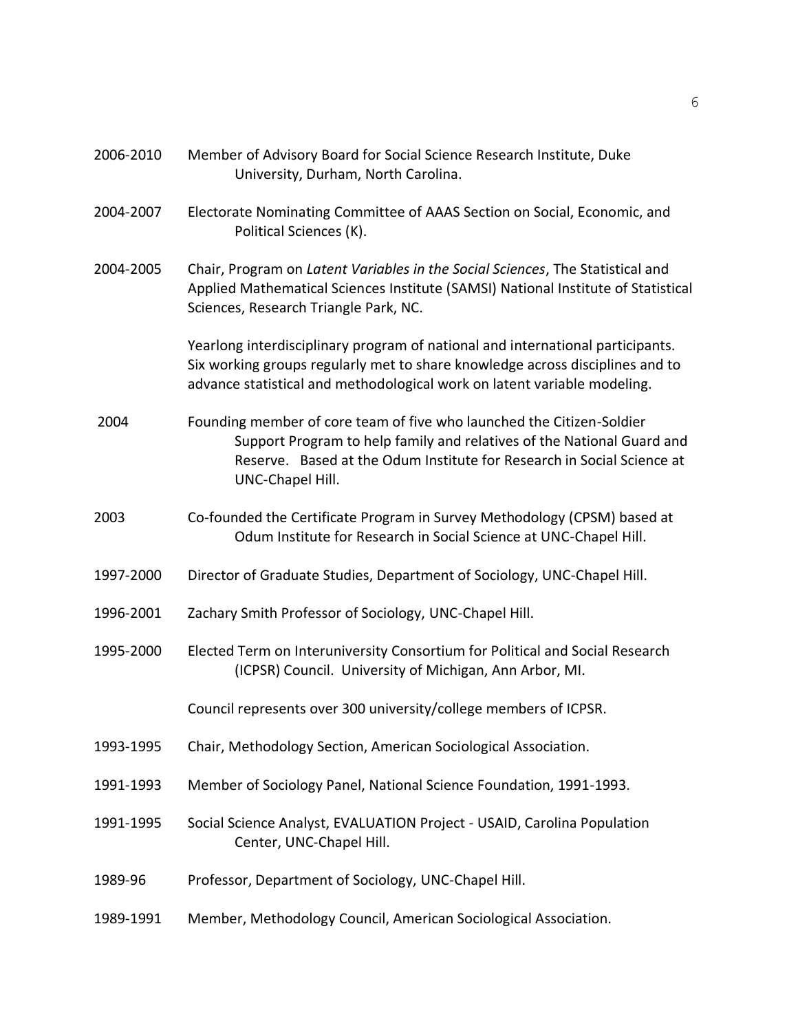2006-2010 Member of Advisory Board for Social Science Research Institute, Duke University, Durham, North Carolina.

2004-2007 Electorate Nominating Committee of AAAS Section on Social, Economic, and Political Sciences (K).

2004-2005 Chair, Program on *Latent Variables in the Social Sciences*, The Statistical and Applied Mathematical Sciences Institute (SAMSI) National Institute of Statistical Sciences, Research Triangle Park, NC.

Yearlong interdisciplinary program of national and international participants. Six working groups regularly met to share knowledge across disciplines and to advance statistical and methodological work on latent variable modeling.

2004 Founding member of core team of five who launched the Citizen-Soldier Support Program to help family and relatives of the National Guard and Reserve. Based at the Odum Institute for Research in Social Science at UNC-Chapel Hill.

2003 Co-founded the Certificate Program in Survey Methodology (CPSM) based at Odum Institute for Research in Social Science at UNC-Chapel Hill.

1997-2000 Director of Graduate Studies, Department of Sociology, UNC-Chapel Hill.

1996-2001 Zachary Smith Professor of Sociology, UNC-Chapel Hill.

1995-2000 Elected Term on Interuniversity Consortium for Political and Social Research (ICPSR) Council. University of Michigan, Ann Arbor, MI.

Council represents over 300 university/college members of ICPSR.

1993-1995 Chair, Methodology Section, American Sociological Association.

1991-1993 Member of Sociology Panel, National Science Foundation, 1991-1993.

1991-1995 Social Science Analyst, EVALUATION Project - USAID, Carolina Population Center, UNC-Chapel Hill.

1989-96 Professor, Department of Sociology, UNC-Chapel Hill.

1989-1991 Member, Methodology Council, American Sociological Association.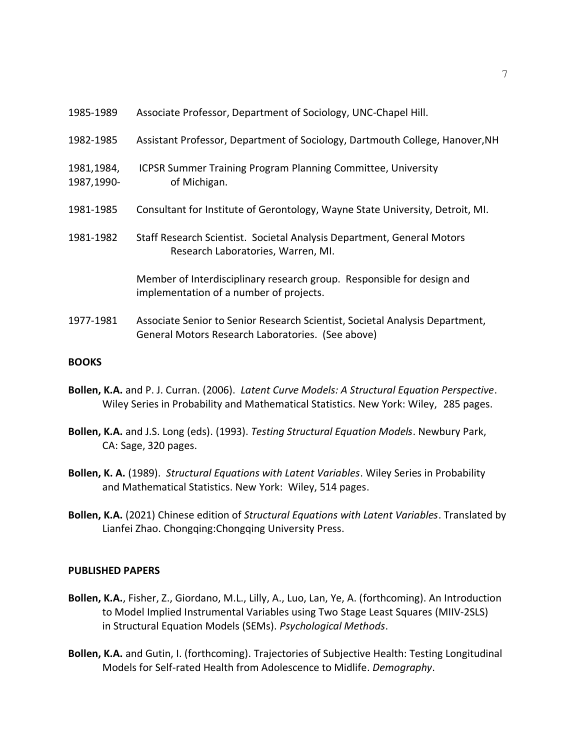1985-1989 Associate Professor, Department of Sociology, UNC-Chapel Hill.

1982-1985 Assistant Professor, Department of Sociology, Dartmouth College, Hanover,NH

1981,1984, 1987,1990- ICPSR Summer Training Program Planning Committee, University of Michigan.

1981-1985 Consultant for Institute of Gerontology, Wayne State University, Detroit, MI.

1981-1982 Staff Research Scientist. Societal Analysis Department, General Motors Research Laboratories, Warren, MI.

Member of Interdisciplinary research group. Responsible for design and implementation of a number of projects.

1977-1981 Associate Senior to Senior Research Scientist, Societal Analysis Department, General Motors Research Laboratories. (See above)

**BOOKS**

**Bollen, K.A.** and P. J. Curran. (2006). *Latent Curve Models: A Structural Equation Perspective*. Wiley Series in Probability and Mathematical Statistics. New York: Wiley, 285 pages.

**Bollen, K.A.** and J.S. Long (eds). (1993). *Testing Structural Equation Models*. Newbury Park, CA: Sage, 320 pages.

**Bollen, K. A.** (1989). *Structural Equations with Latent Variables*. Wiley Series in Probability and Mathematical Statistics. New York: Wiley, 514 pages.

**Bollen, K.A.** (2021) Chinese edition of *Structural Equations with Latent Variables*. Translated by Lianfei Zhao. Chongqing:Chongqing University Press.

**PUBLISHED PAPERS**

**Bollen, K.A.**, Fisher, Z., Giordano, M.L., Lilly, A., Luo, Lan, Ye, A. (forthcoming). An Introduction to Model Implied Instrumental Variables using Two Stage Least Squares (MIIV-2SLS) in Structural Equation Models (SEMs). *Psychological Methods*.

**Bollen, K.A.** and Gutin, I. (forthcoming). Trajectories of Subjective Health: Testing Longitudinal Models for Self-rated Health from Adolescence to Midlife. *Demography*.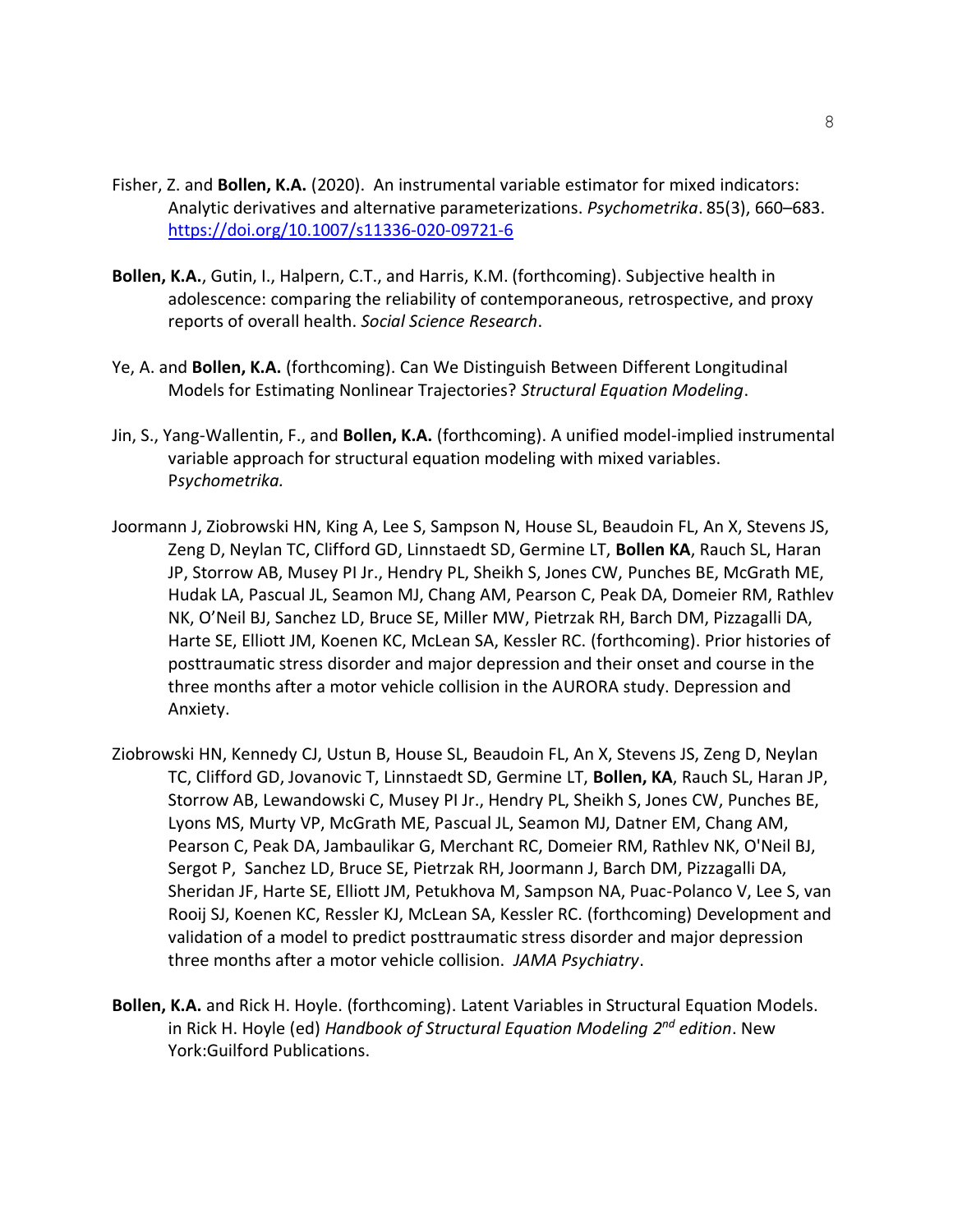Fisher, Z. and **Bollen, K.A.** (2020). An instrumental variable estimator for mixed indicators: Analytic derivatives and alternative parameterizations. *Psychometrika*. 85(3), 660–683. https://doi.org/10.1007/s11336-020-09721-6

**Bollen, K.A.**, Gutin, I., Halpern, C.T., and Harris, K.M. (forthcoming). Subjective health in adolescence: comparing the reliability of contemporaneous, retrospective, and proxy reports of overall health. *Social Science Research*.

Ye, A. and **Bollen, K.A.** (forthcoming). Can We Distinguish Between Different Longitudinal Models for Estimating Nonlinear Trajectories? *Structural Equation Modeling*.

Jin, S., Yang-Wallentin, F., and **Bollen, K.A.** (forthcoming). A unified model-implied instrumental variable approach for structural equation modeling with mixed variables. P*sychometrika.*

Joormann J, Ziobrowski HN, King A, Lee S, Sampson N, House SL, Beaudoin FL, An X, Stevens JS, Zeng D, Neylan TC, Clifford GD, Linnstaedt SD, Germine LT, **Bollen KA**, Rauch SL, Haran JP, Storrow AB, Musey PI Jr., Hendry PL, Sheikh S, Jones CW, Punches BE, McGrath ME, Hudak LA, Pascual JL, Seamon MJ, Chang AM, Pearson C, Peak DA, Domeier RM, Rathlev NK, O'Neil BJ, Sanchez LD, Bruce SE, Miller MW, Pietrzak RH, Barch DM, Pizzagalli DA, Harte SE, Elliott JM, Koenen KC, McLean SA, Kessler RC. (forthcoming). Prior histories of posttraumatic stress disorder and major depression and their onset and course in the three months after a motor vehicle collision in the AURORA study. Depression and Anxiety.

Ziobrowski HN, Kennedy CJ, Ustun B, House SL, Beaudoin FL, An X, Stevens JS, Zeng D, Neylan TC, Clifford GD, Jovanovic T, Linnstaedt SD, Germine LT, **Bollen, KA**, Rauch SL, Haran JP, Storrow AB, Lewandowski C, Musey PI Jr., Hendry PL, Sheikh S, Jones CW, Punches BE, Lyons MS, Murty VP, McGrath ME, Pascual JL, Seamon MJ, Datner EM, Chang AM, Pearson C, Peak DA, Jambaulikar G, Merchant RC, Domeier RM, Rathlev NK, O'Neil BJ, Sergot P, Sanchez LD, Bruce SE, Pietrzak RH, Joormann J, Barch DM, Pizzagalli DA, Sheridan JF, Harte SE, Elliott JM, Petukhova M, Sampson NA, Puac-Polanco V, Lee S, van Rooij SJ, Koenen KC, Ressler KJ, McLean SA, Kessler RC. (forthcoming) Development and validation of a model to predict posttraumatic stress disorder and major depression three months after a motor vehicle collision. *JAMA Psychiatry*.

**Bollen, K.A.** and Rick H. Hoyle. (forthcoming). Latent Variables in Structural Equation Models. in Rick H. Hoyle (ed) *Handbook of Structural Equation Modeling 2nd edition*. New York:Guilford Publications.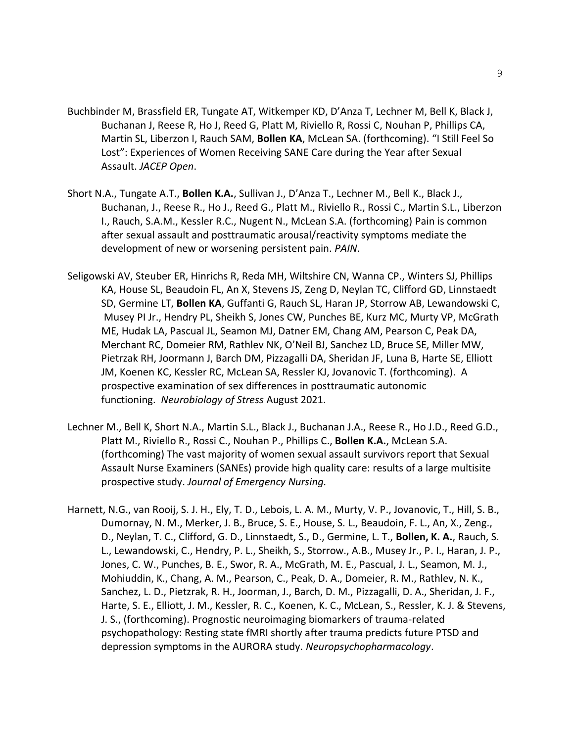Buchbinder M, Brassfield ER, Tungate AT, Witkemper KD, D'Anza T, Lechner M, Bell K, Black J, Buchanan J, Reese R, Ho J, Reed G, Platt M, Riviello R, Rossi C, Nouhan P, Phillips CA, Martin SL, Liberzon I, Rauch SAM, **Bollen KA**, McLean SA. (forthcoming). "I Still Feel So Lost": Experiences of Women Receiving SANE Care during the Year after Sexual Assault. *JACEP Open*.

Short N.A., Tungate A.T., **Bollen K.A.**, Sullivan J., D'Anza T., Lechner M., Bell K., Black J., Buchanan, J., Reese R., Ho J., Reed G., Platt M., Riviello R., Rossi C., Martin S.L., Liberzon I., Rauch, S.A.M., Kessler R.C., Nugent N., McLean S.A. (forthcoming) Pain is common after sexual assault and posttraumatic arousal/reactivity symptoms mediate the development of new or worsening persistent pain. *PAIN*.

Seligowski AV, Steuber ER, Hinrichs R, Reda MH, Wiltshire CN, Wanna CP., Winters SJ, Phillips KA, House SL, Beaudoin FL, An X, Stevens JS, Zeng D, Neylan TC, Clifford GD, Linnstaedt SD, Germine LT, **Bollen KA**, Guffanti G, Rauch SL, Haran JP, Storrow AB, Lewandowski C, Musey PI Jr., Hendry PL, Sheikh S, Jones CW, Punches BE, Kurz MC, Murty VP, McGrath ME, Hudak LA, Pascual JL, Seamon MJ, Datner EM, Chang AM, Pearson C, Peak DA, Merchant RC, Domeier RM, Rathlev NK, O'Neil BJ, Sanchez LD, Bruce SE, Miller MW, Pietrzak RH, Joormann J, Barch DM, Pizzagalli DA, Sheridan JF, Luna B, Harte SE, Elliott JM, Koenen KC, Kessler RC, McLean SA, Ressler KJ, Jovanovic T. (forthcoming). A prospective examination of sex differences in posttraumatic autonomic functioning. *Neurobiology of Stress* August 2021.

Lechner M., Bell K, Short N.A., Martin S.L., Black J., Buchanan J.A., Reese R., Ho J.D., Reed G.D., Platt M., Riviello R., Rossi C., Nouhan P., Phillips C., **Bollen K.A.**, McLean S.A. (forthcoming) The vast majority of women sexual assault survivors report that Sexual Assault Nurse Examiners (SANEs) provide high quality care: results of a large multisite prospective study. *Journal of Emergency Nursing.*

Harnett, N.G., van Rooij, S. J. H., Ely, T. D., Lebois, L. A. M., Murty, V. P., Jovanovic, T., Hill, S. B., Dumornay, N. M., Merker, J. B., Bruce, S. E., House, S. L., Beaudoin, F. L., An, X., Zeng., D., Neylan, T. C., Clifford, G. D., Linnstaedt, S., D., Germine, L. T., **Bollen, K. A.**, Rauch, S. L., Lewandowski, C., Hendry, P. L., Sheikh, S., Storrow., A.B., Musey Jr., P. I., Haran, J. P., Jones, C. W., Punches, B. E., Swor, R. A., McGrath, M. E., Pascual, J. L., Seamon, M. J., Mohiuddin, K., Chang, A. M., Pearson, C., Peak, D. A., Domeier, R. M., Rathlev, N. K., Sanchez, L. D., Pietrzak, R. H., Joorman, J., Barch, D. M., Pizzagalli, D. A., Sheridan, J. F., Harte, S. E., Elliott, J. M., Kessler, R. C., Koenen, K. C., McLean, S., Ressler, K. J. & Stevens, J. S., (forthcoming). Prognostic neuroimaging biomarkers of trauma-related psychopathology: Resting state fMRI shortly after trauma predicts future PTSD and depression symptoms in the AURORA study. *Neuropsychopharmacology*.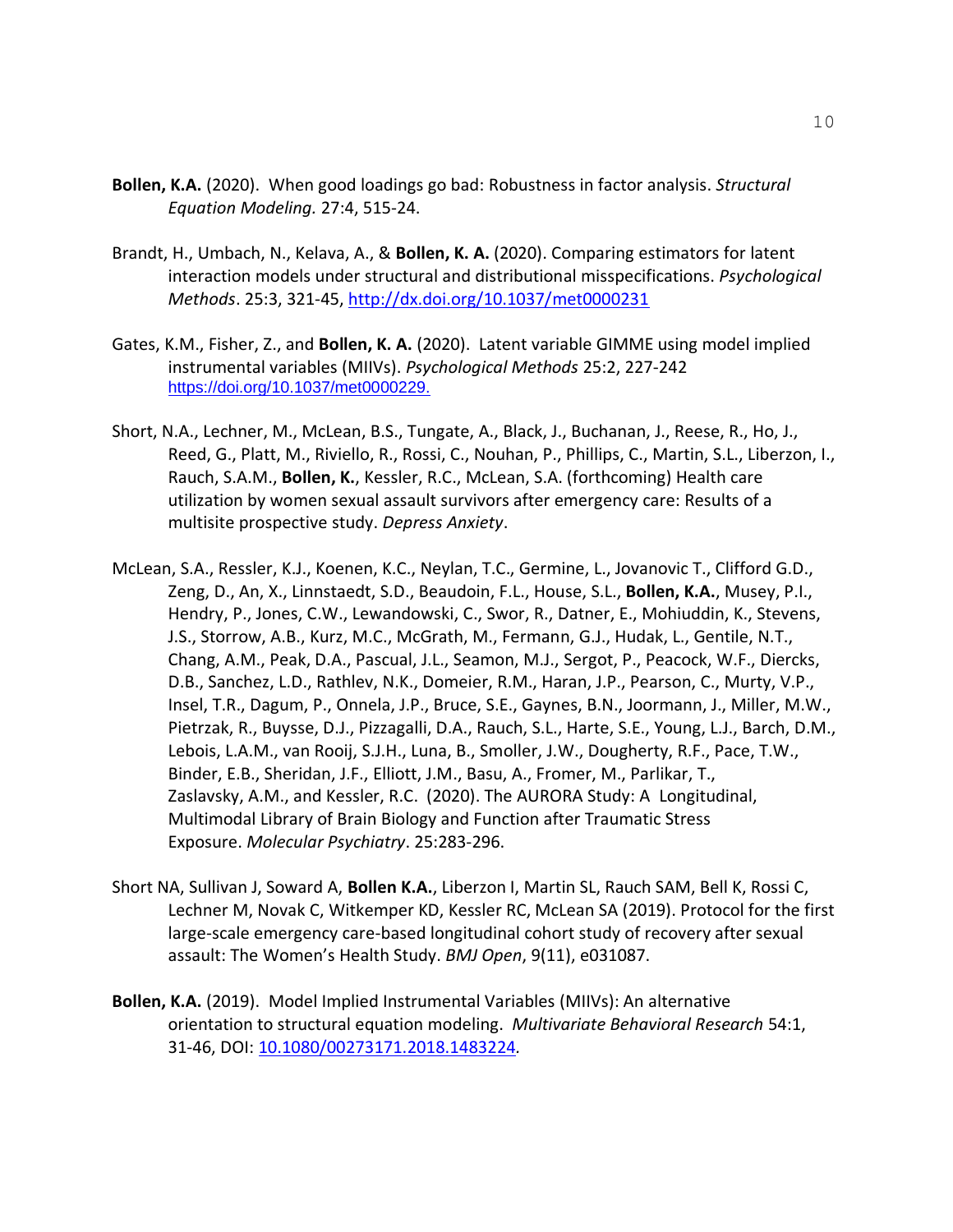**Bollen, K.A.** (2020). When good loadings go bad: Robustness in factor analysis. *Structural Equation Modeling.* 27:4, 515-24.

Brandt, H., Umbach, N., Kelava, A., & **Bollen, K. A.** (2020). Comparing estimators for latent interaction models under structural and distributional misspecifications. *Psychological Methods*. 25:3, 321-45, http://dx.doi.org/10.1037/met0000231

Gates, K.M., Fisher, Z., and **Bollen, K. A.** (2020). Latent variable GIMME using model implied instrumental variables (MIIVs). *Psychological Methods* 25:2, 227-242 https://doi.org/10.1037/met0000229.

Short, N.A., Lechner, M., McLean, B.S., Tungate, A., Black, J., Buchanan, J., Reese, R., Ho, J., Reed, G., Platt, M., Riviello, R., Rossi, C., Nouhan, P., Phillips, C., Martin, S.L., Liberzon, I., Rauch, S.A.M., **Bollen, K.**, Kessler, R.C., McLean, S.A. (forthcoming) Health care utilization by women sexual assault survivors after emergency care: Results of a multisite prospective study. *Depress Anxiety*.

McLean, S.A., Ressler, K.J., Koenen, K.C., Neylan, T.C., Germine, L., Jovanovic T., Clifford G.D., Zeng, D., An, X., Linnstaedt, S.D., Beaudoin, F.L., House, S.L., **Bollen, K.A.**, Musey, P.I., Hendry, P., Jones, C.W., Lewandowski, C., Swor, R., Datner, E., Mohiuddin, K., Stevens, J.S., Storrow, A.B., Kurz, M.C., McGrath, M., Fermann, G.J., Hudak, L., Gentile, N.T., Chang, A.M., Peak, D.A., Pascual, J.L., Seamon, M.J., Sergot, P., Peacock, W.F., Diercks, D.B., Sanchez, L.D., Rathlev, N.K., Domeier, R.M., Haran, J.P., Pearson, C., Murty, V.P., Insel, T.R., Dagum, P., Onnela, J.P., Bruce, S.E., Gaynes, B.N., Joormann, J., Miller, M.W., Pietrzak, R., Buysse, D.J., Pizzagalli, D.A., Rauch, S.L., Harte, S.E., Young, L.J., Barch, D.M., Lebois, L.A.M., van Rooij, S.J.H., Luna, B., Smoller, J.W., Dougherty, R.F., Pace, T.W., Binder, E.B., Sheridan, J.F., Elliott, J.M., Basu, A., Fromer, M., Parlikar, T., Zaslavsky, A.M., and Kessler, R.C. (2020). The AURORA Study: A Longitudinal, Multimodal Library of Brain Biology and Function after Traumatic Stress Exposure. *Molecular Psychiatry*. 25:283-296.

Short NA, Sullivan J, Soward A, **Bollen K.A.**, Liberzon I, Martin SL, Rauch SAM, Bell K, Rossi C, Lechner M, Novak C, Witkemper KD, Kessler RC, McLean SA (2019). Protocol for the first large-scale emergency care-based longitudinal cohort study of recovery after sexual assault: The Women's Health Study. *BMJ Open*, 9(11), e031087.

**Bollen, K.A.** (2019). Model Implied Instrumental Variables (MIIVs): An alternative orientation to structural equation modeling. *Multivariate Behavioral Research* 54:1, 31-46, DOI: 10.1080/00273171.2018.1483224.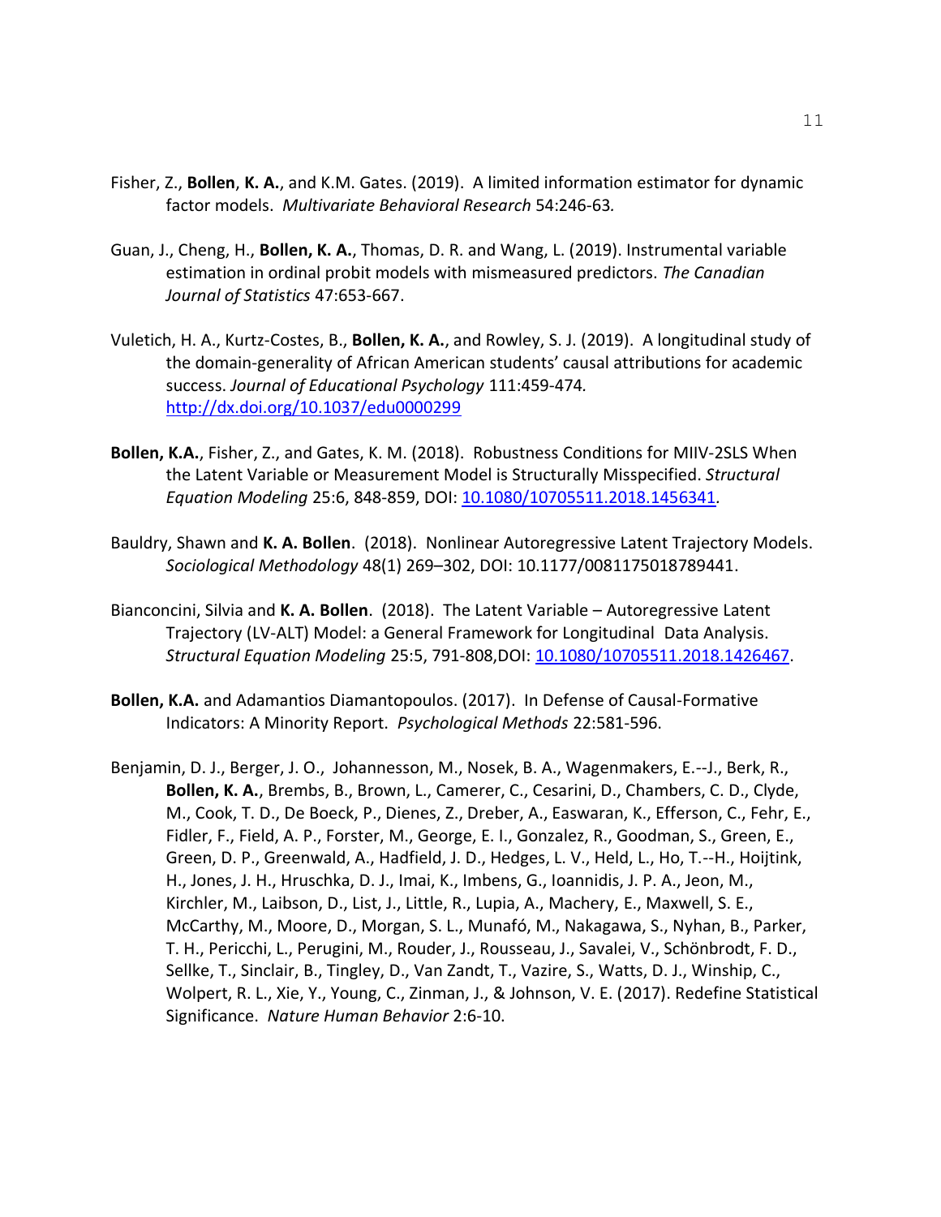Fisher, Z., **Bollen**, **K. A.**, and K.M. Gates. (2019). A limited information estimator for dynamic factor models. *Multivariate Behavioral Research* 54:246-63*.*

Guan, J., Cheng, H., **Bollen, K. A.**, Thomas, D. R. and Wang, L. (2019). Instrumental variable estimation in ordinal probit models with mismeasured predictors. *The Canadian Journal of Statistics* 47:653-667.

Vuletich, H. A., Kurtz-Costes, B., **Bollen, K. A.**, and Rowley, S. J. (2019). A longitudinal study of the domain-generality of African American students' causal attributions for academic success. *Journal of Educational Psychology* 111:459-474*.* [http://dx.doi.org/10.1037/edu0000299](http://dx.doi.org/10.1037/edu0000299)

**Bollen, K.A.**, Fisher, Z., and Gates, K. M. (2018). Robustness Conditions for MIIV-2SLS When the Latent Variable or Measurement Model is Structurally Misspecified. *Structural Equation Modeling* 25:6, 848-859, DOI: [10.1080/10705511.2018.1456341](https://doi.org/10.1080/10705511.2018.1456341).

Bauldry, Shawn and **K. A. Bollen**. (2018). Nonlinear Autoregressive Latent Trajectory Models. *Sociological Methodology* 48(1) 269–302, DOI: 10.1177/0081175018789441.

Bianconcini, Silvia and **K. A. Bollen**. (2018). The Latent Variable – Autoregressive Latent Trajectory (LV-ALT) Model: a General Framework for Longitudinal Data Analysis. *Structural Equation Modeling* 25:5, 791-808,DOI: [10.1080/10705511.2018.1426467](https://doi.org/10.1080/10705511.2018.1426467).

**Bollen, K.A.** and Adamantios Diamantopoulos. (2017). In Defense of Causal-Formative Indicators: A Minority Report. *Psychological Methods* 22:581-596.

Benjamin, D. J., Berger, J. O., Johannesson, M., Nosek, B. A., Wagenmakers, E.--J., Berk, R., **Bollen, K. A.**, Brembs, B., Brown, L., Camerer, C., Cesarini, D., Chambers, C. D., Clyde, M., Cook, T. D., De Boeck, P., Dienes, Z., Dreber, A., Easwaran, K., Efferson, C., Fehr, E., Fidler, F., Field, A. P., Forster, M., George, E. I., Gonzalez, R., Goodman, S., Green, E., Green, D. P., Greenwald, A., Hadfield, J. D., Hedges, L. V., Held, L., Ho, T.--H., Hoijtink, H., Jones, J. H., Hruschka, D. J., Imai, K., Imbens, G., Ioannidis, J. P. A., Jeon, M., Kirchler, M., Laibson, D., List, J., Little, R., Lupia, A., Machery, E., Maxwell, S. E., McCarthy, M., Moore, D., Morgan, S. L., Munafó, M., Nakagawa, S., Nyhan, B., Parker, T. H., Pericchi, L., Perugini, M., Rouder, J., Rousseau, J., Savalei, V., Schönbrodt, F. D., Sellke, T., Sinclair, B., Tingley, D., Van Zandt, T., Vazire, S., Watts, D. J., Winship, C., Wolpert, R. L., Xie, Y., Young, C., Zinman, J., & Johnson, V. E. (2017). Redefine Statistical Significance. *Nature Human Behavior* 2:6-10.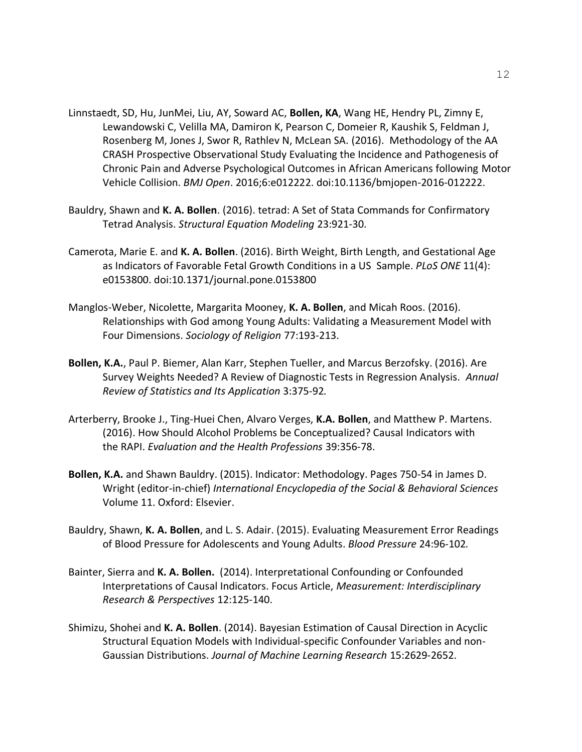Linnstaedt, SD, Hu, JunMei, Liu, AY, Soward AC, **Bollen, KA**, Wang HE, Hendry PL, Zimny E, Lewandowski C, Velilla MA, Damiron K, Pearson C, Domeier R, Kaushik S, Feldman J, Rosenberg M, Jones J, Swor R, Rathlev N, McLean SA. (2016). Methodology of the AA CRASH Prospective Observational Study Evaluating the Incidence and Pathogenesis of Chronic Pain and Adverse Psychological Outcomes in African Americans following Motor Vehicle Collision. *BMJ Open*. 2016;6:e012222. doi:10.1136/bmjopen-2016-012222.

Bauldry, Shawn and **K. A. Bollen**. (2016). tetrad: A Set of Stata Commands for Confirmatory Tetrad Analysis. *Structural Equation Modeling* 23:921-30.

Camerota, Marie E. and **K. A. Bollen**. (2016). Birth Weight, Birth Length, and Gestational Age as Indicators of Favorable Fetal Growth Conditions in a US Sample. *PLoS ONE* 11(4): e0153800. doi:10.1371/journal.pone.0153800

Manglos-Weber, Nicolette, Margarita Mooney, **K. A. Bollen**, and Micah Roos. (2016). Relationships with God among Young Adults: Validating a Measurement Model with Four Dimensions. *Sociology of Religion* 77:193-213.

**Bollen, K.A.**, Paul P. Biemer, Alan Karr, Stephen Tueller, and Marcus Berzofsky. (2016). Are Survey Weights Needed? A Review of Diagnostic Tests in Regression Analysis. *Annual Review of Statistics and Its Application* 3:375-92*.*

Arterberry, Brooke J., Ting-Huei Chen, Alvaro Verges, **K.A. Bollen**, and Matthew P. Martens. (2016). How Should Alcohol Problems be Conceptualized? Causal Indicators with the RAPI. *Evaluation and the Health Professions* 39:356-78.

**Bollen, K.A.** and Shawn Bauldry. (2015). Indicator: Methodology. Pages 750-54 in James D. Wright (editor-in-chief) *International Encyclopedia of the Social & Behavioral Sciences* Volume 11. Oxford: Elsevier.

Bauldry, Shawn, **K. A. Bollen**, and L. S. Adair. (2015). Evaluating Measurement Error Readings of Blood Pressure for Adolescents and Young Adults. *Blood Pressure* 24:96-102*.*

Bainter, Sierra and **K. A. Bollen.** (2014). Interpretational Confounding or Confounded Interpretations of Causal Indicators. Focus Article, *Measurement: Interdisciplinary Research & Perspectives* 12:125-140.

Shimizu, Shohei and **K. A. Bollen**. (2014). Bayesian Estimation of Causal Direction in Acyclic Structural Equation Models with Individual-specific Confounder Variables and non-Gaussian Distributions. *Journal of Machine Learning Research* 15:2629-2652.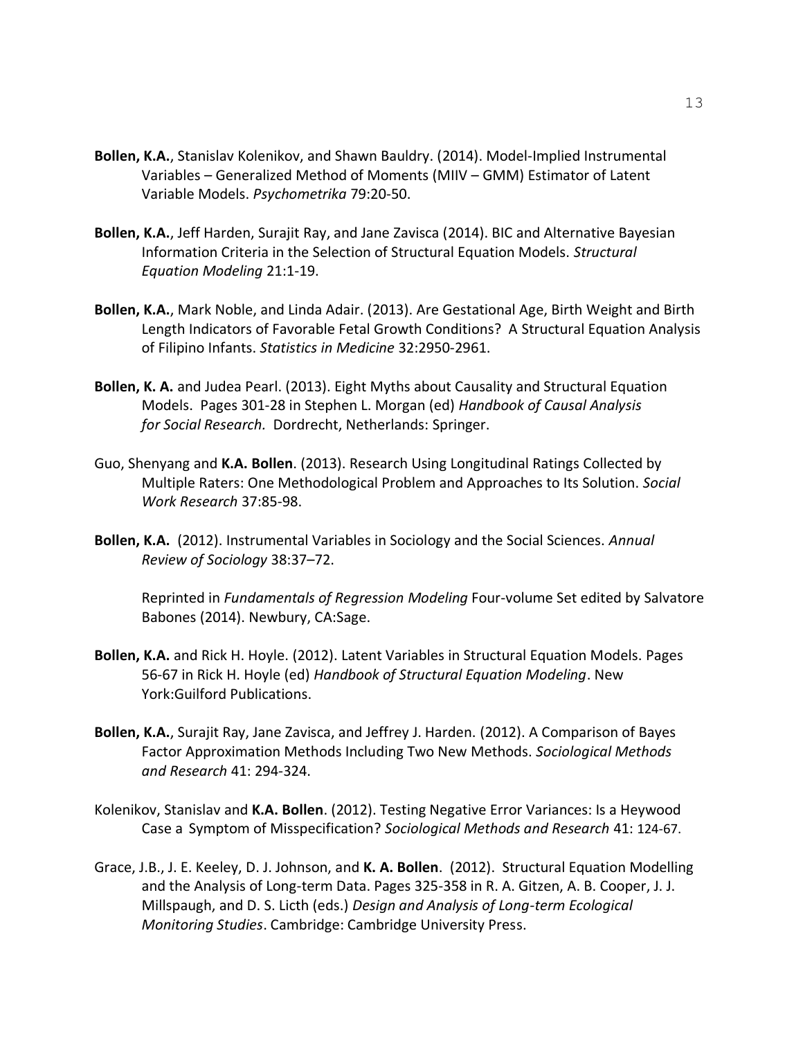**Bollen, K.A.**, Stanislav Kolenikov, and Shawn Bauldry. (2014). Model-Implied Instrumental Variables – Generalized Method of Moments (MIIV – GMM) Estimator of Latent Variable Models. *Psychometrika* 79:20-50.

**Bollen, K.A.**, Jeff Harden, Surajit Ray, and Jane Zavisca (2014). BIC and Alternative Bayesian Information Criteria in the Selection of Structural Equation Models. *Structural Equation Modeling* 21:1-19.

**Bollen, K.A.**, Mark Noble, and Linda Adair. (2013). Are Gestational Age, Birth Weight and Birth Length Indicators of Favorable Fetal Growth Conditions? A Structural Equation Analysis of Filipino Infants. *Statistics in Medicine* 32:2950-2961.

**Bollen, K. A.** and Judea Pearl. (2013). Eight Myths about Causality and Structural Equation Models. Pages 301-28 in Stephen L. Morgan (ed) *Handbook of Causal Analysis for Social Research.* Dordrecht, Netherlands: Springer.

Guo, Shenyang and **K.A. Bollen**. (2013). Research Using Longitudinal Ratings Collected by Multiple Raters: One Methodological Problem and Approaches to Its Solution. *Social Work Research* 37:85-98.

**Bollen, K.A.** (2012). Instrumental Variables in Sociology and the Social Sciences. *Annual Review of Sociology* 38:37–72.

Reprinted in *Fundamentals of Regression Modeling* Four-volume Set edited by Salvatore Babones (2014). Newbury, CA:Sage.

**Bollen, K.A.** and Rick H. Hoyle. (2012). Latent Variables in Structural Equation Models. Pages 56-67 in Rick H. Hoyle (ed) *Handbook of Structural Equation Modeling*. New York:Guilford Publications.

**Bollen, K.A.**, Surajit Ray, Jane Zavisca, and Jeffrey J. Harden. (2012). A Comparison of Bayes Factor Approximation Methods Including Two New Methods. *Sociological Methods and Research* 41: 294-324.

Kolenikov, Stanislav and **K.A. Bollen**. (2012). Testing Negative Error Variances: Is a Heywood Case a Symptom of Misspecification? *Sociological Methods and Research* 41: 124-67.

Grace, J.B., J. E. Keeley, D. J. Johnson, and **K. A. Bollen**. (2012). Structural Equation Modelling and the Analysis of Long-term Data. Pages 325-358 in R. A. Gitzen, A. B. Cooper, J. J. Millspaugh, and D. S. Licth (eds.) *Design and Analysis of Long-term Ecological Monitoring Studies*. Cambridge: Cambridge University Press.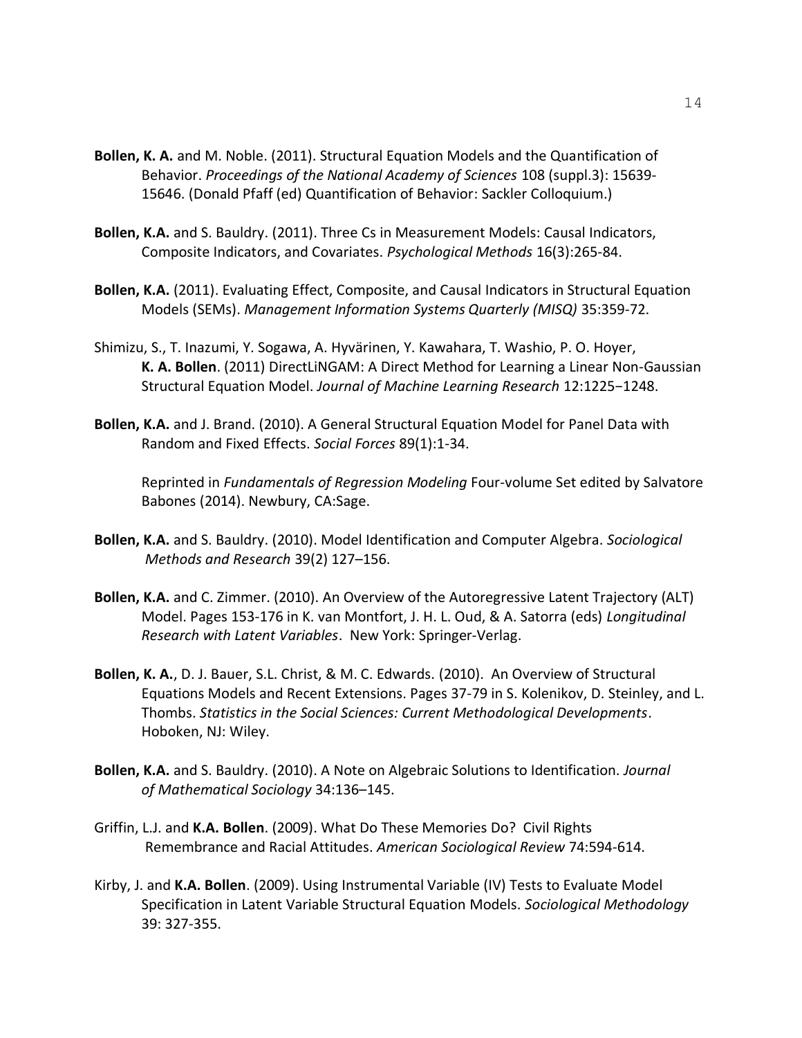**Bollen, K. A.** and M. Noble. (2011). Structural Equation Models and the Quantification of Behavior. *Proceedings of the National Academy of Sciences* 108 (suppl.3): 15639-15646. (Donald Pfaff (ed) Quantification of Behavior: Sackler Colloquium.)

**Bollen, K.A.** and S. Bauldry. (2011). Three Cs in Measurement Models: Causal Indicators, Composite Indicators, and Covariates. *Psychological Methods* 16(3):265-84.

**Bollen, K.A.** (2011). Evaluating Effect, Composite, and Causal Indicators in Structural Equation Models (SEMs). *Management Information Systems Quarterly (MISQ)* 35:359-72.

Shimizu, S., T. Inazumi, Y. Sogawa, A. Hyvärinen, Y. Kawahara, T. Washio, P. O. Hoyer, **K. A. Bollen**. (2011) DirectLiNGAM: A Direct Method for Learning a Linear Non-Gaussian Structural Equation Model. *Journal of Machine Learning Research* 12:1225−1248.

**Bollen, K.A.** and J. Brand. (2010). A General Structural Equation Model for Panel Data with Random and Fixed Effects. *Social Forces* 89(1):1-34.

Reprinted in *Fundamentals of Regression Modeling* Four-volume Set edited by Salvatore Babones (2014). Newbury, CA:Sage.

**Bollen, K.A.** and S. Bauldry. (2010). Model Identification and Computer Algebra. *Sociological Methods and Research* 39(2) 127–156.

**Bollen, K.A.** and C. Zimmer. (2010). An Overview of the Autoregressive Latent Trajectory (ALT) Model. Pages 153-176 in K. van Montfort, J. H. L. Oud, & A. Satorra (eds) *Longitudinal Research with Latent Variables*. New York: Springer-Verlag.

**Bollen, K. A.**, D. J. Bauer, S.L. Christ, & M. C. Edwards. (2010). An Overview of Structural Equations Models and Recent Extensions. Pages 37-79 in S. Kolenikov, D. Steinley, and L. Thombs. *Statistics in the Social Sciences: Current Methodological Developments*. Hoboken, NJ: Wiley.

**Bollen, K.A.** and S. Bauldry. (2010). A Note on Algebraic Solutions to Identification. *Journal of Mathematical Sociology* 34:136–145.

Griffin, L.J. and **K.A. Bollen**. (2009). What Do These Memories Do? Civil Rights Remembrance and Racial Attitudes. *American Sociological Review* 74:594-614.

Kirby, J. and **K.A. Bollen**. (2009). Using Instrumental Variable (IV) Tests to Evaluate Model Specification in Latent Variable Structural Equation Models. *Sociological Methodology* 39: 327-355.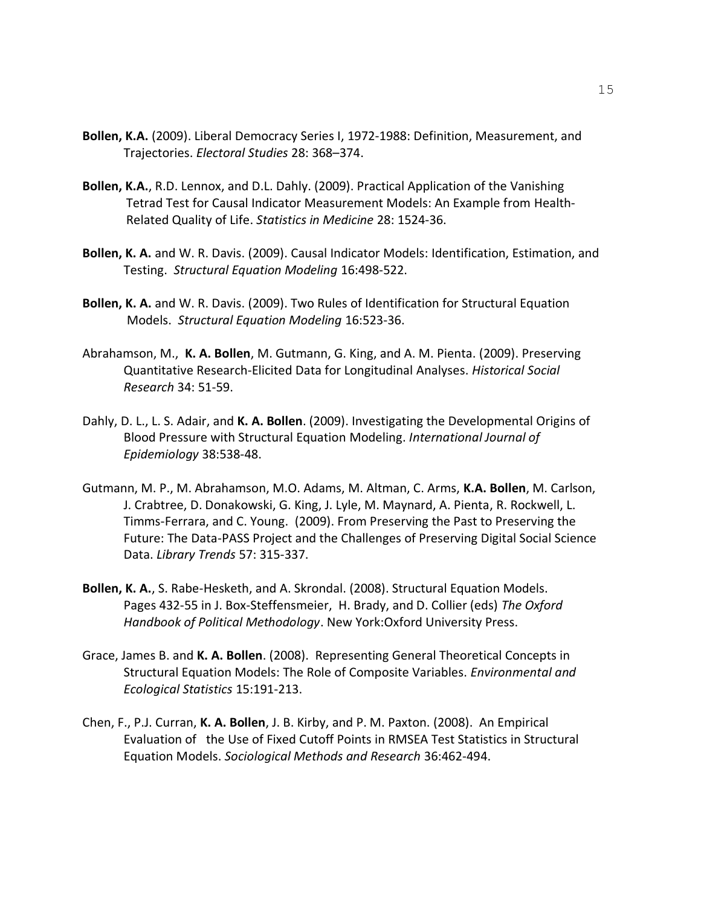**Bollen, K.A.** (2009). Liberal Democracy Series I, 1972-1988: Definition, Measurement, and Trajectories. *Electoral Studies* 28: 368–374.

**Bollen, K.A.**, R.D. Lennox, and D.L. Dahly. (2009). Practical Application of the Vanishing Tetrad Test for Causal Indicator Measurement Models: An Example from Health-Related Quality of Life. *Statistics in Medicine* 28: 1524-36.

**Bollen, K. A.** and W. R. Davis. (2009). Causal Indicator Models: Identification, Estimation, and Testing. *Structural Equation Modeling* 16:498-522.

**Bollen, K. A.** and W. R. Davis. (2009). Two Rules of Identification for Structural Equation Models. *Structural Equation Modeling* 16:523-36.

Abrahamson, M., **K. A. Bollen**, M. Gutmann, G. King, and A. M. Pienta. (2009). Preserving Quantitative Research-Elicited Data for Longitudinal Analyses. *Historical Social Research* 34: 51-59.

Dahly, D. L., L. S. Adair, and **K. A. Bollen**. (2009). Investigating the Developmental Origins of Blood Pressure with Structural Equation Modeling. *International Journal of Epidemiology* 38:538-48.

Gutmann, M. P., M. Abrahamson, M.O. Adams, M. Altman, C. Arms, **K.A. Bollen**, M. Carlson, J. Crabtree, D. Donakowski, G. King, J. Lyle, M. Maynard, A. Pienta, R. Rockwell, L. Timms-Ferrara, and C. Young. (2009). From Preserving the Past to Preserving the Future: The Data-PASS Project and the Challenges of Preserving Digital Social Science Data. *Library Trends* 57: 315-337.

**Bollen, K. A.**, S. Rabe-Hesketh, and A. Skrondal. (2008). Structural Equation Models. Pages 432-55 in J. Box-Steffensmeier, H. Brady, and D. Collier (eds) *The Oxford Handbook of Political Methodology*. New York:Oxford University Press.

Grace, James B. and **K. A. Bollen**. (2008). Representing General Theoretical Concepts in Structural Equation Models: The Role of Composite Variables. *Environmental and Ecological Statistics* 15:191-213.

Chen, F., P.J. Curran, **K. A. Bollen**, J. B. Kirby, and P. M. Paxton. (2008). An Empirical Evaluation of the Use of Fixed Cutoff Points in RMSEA Test Statistics in Structural Equation Models. *Sociological Methods and Research* 36:462-494.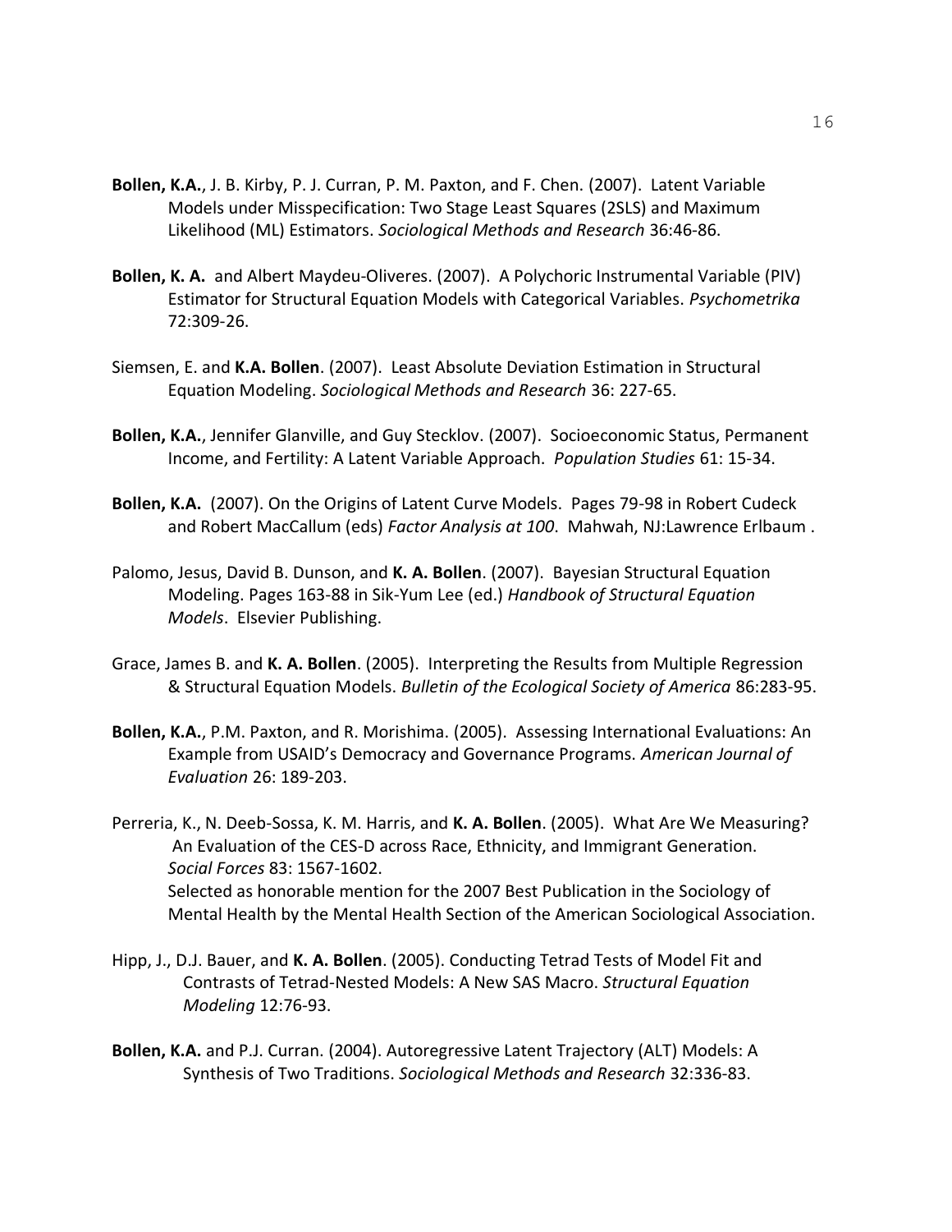**Bollen, K.A.**, J. B. Kirby, P. J. Curran, P. M. Paxton, and F. Chen. (2007). Latent Variable Models under Misspecification: Two Stage Least Squares (2SLS) and Maximum Likelihood (ML) Estimators. *Sociological Methods and Research* 36:46-86.

**Bollen, K. A.** and Albert Maydeu-Oliveres. (2007). A Polychoric Instrumental Variable (PIV) Estimator for Structural Equation Models with Categorical Variables. *Psychometrika* 72:309-26.

Siemsen, E. and **K.A. Bollen**. (2007). Least Absolute Deviation Estimation in Structural Equation Modeling. *Sociological Methods and Research* 36: 227-65.

**Bollen, K.A.**, Jennifer Glanville, and Guy Stecklov. (2007). Socioeconomic Status, Permanent Income, and Fertility: A Latent Variable Approach. *Population Studies* 61: 15-34.

**Bollen, K.A.** (2007). On the Origins of Latent Curve Models. Pages 79-98 in Robert Cudeck and Robert MacCallum (eds) *Factor Analysis at 100*. Mahwah, NJ:Lawrence Erlbaum .

Palomo, Jesus, David B. Dunson, and **K. A. Bollen**. (2007). Bayesian Structural Equation Modeling. Pages 163-88 in Sik-Yum Lee (ed.) *Handbook of Structural Equation Models*. Elsevier Publishing.

Grace, James B. and **K. A. Bollen**. (2005). Interpreting the Results from Multiple Regression & Structural Equation Models. *Bulletin of the Ecological Society of America* 86:283-95.

**Bollen, K.A.**, P.M. Paxton, and R. Morishima. (2005). Assessing International Evaluations: An Example from USAID's Democracy and Governance Programs. *American Journal of Evaluation* 26: 189-203.

Perreria, K., N. Deeb-Sossa, K. M. Harris, and **K. A. Bollen**. (2005). What Are We Measuring? An Evaluation of the CES-D across Race, Ethnicity, and Immigrant Generation. *Social Forces* 83: 1567-1602.
Selected as honorable mention for the 2007 Best Publication in the Sociology of Mental Health by the Mental Health Section of the American Sociological Association.

Hipp, J., D.J. Bauer, and **K. A. Bollen**. (2005). Conducting Tetrad Tests of Model Fit and Contrasts of Tetrad-Nested Models: A New SAS Macro. *Structural Equation Modeling* 12:76-93.

**Bollen, K.A.** and P.J. Curran. (2004). Autoregressive Latent Trajectory (ALT) Models: A Synthesis of Two Traditions. *Sociological Methods and Research* 32:336-83.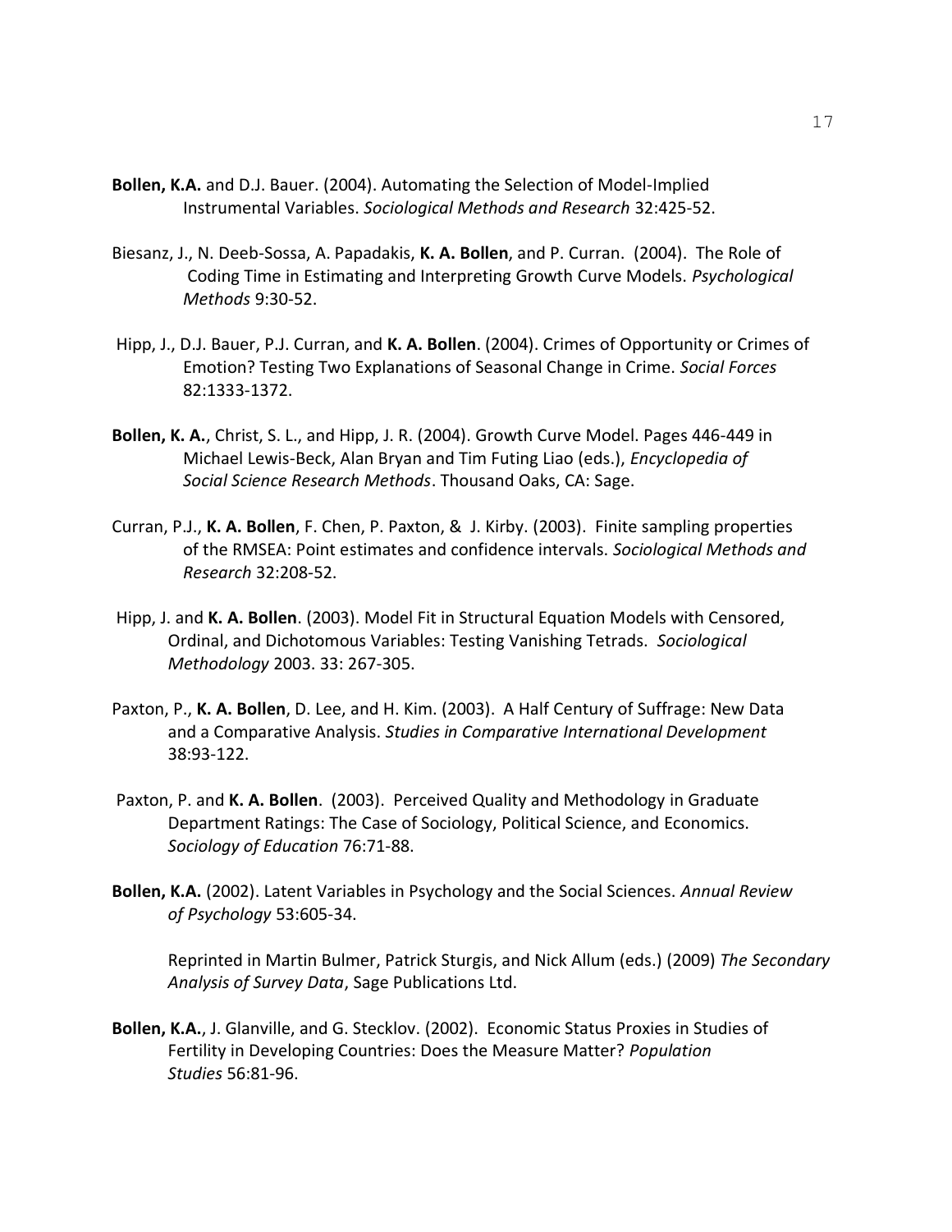**Bollen, K.A.** and D.J. Bauer. (2004). Automating the Selection of Model-Implied Instrumental Variables. *Sociological Methods and Research* 32:425-52.

Biesanz, J., N. Deeb-Sossa, A. Papadakis, **K. A. Bollen**, and P. Curran. (2004). The Role of Coding Time in Estimating and Interpreting Growth Curve Models. *Psychological Methods* 9:30-52.

Hipp, J., D.J. Bauer, P.J. Curran, and **K. A. Bollen**. (2004). Crimes of Opportunity or Crimes of Emotion? Testing Two Explanations of Seasonal Change in Crime. *Social Forces* 82:1333-1372.

**Bollen, K. A.**, Christ, S. L., and Hipp, J. R. (2004). Growth Curve Model. Pages 446-449 in Michael Lewis-Beck, Alan Bryan and Tim Futing Liao (eds.), *Encyclopedia of Social Science Research Methods*. Thousand Oaks, CA: Sage.

Curran, P.J., **K. A. Bollen**, F. Chen, P. Paxton, & J. Kirby. (2003). Finite sampling properties of the RMSEA: Point estimates and confidence intervals. *Sociological Methods and Research* 32:208-52.

Hipp, J. and **K. A. Bollen**. (2003). Model Fit in Structural Equation Models with Censored, Ordinal, and Dichotomous Variables: Testing Vanishing Tetrads. *Sociological Methodology* 2003. 33: 267-305.

Paxton, P., **K. A. Bollen**, D. Lee, and H. Kim. (2003). A Half Century of Suffrage: New Data and a Comparative Analysis. *Studies in Comparative International Development* 38:93-122.

Paxton, P. and **K. A. Bollen**. (2003). Perceived Quality and Methodology in Graduate Department Ratings: The Case of Sociology, Political Science, and Economics. *Sociology of Education* 76:71-88.

**Bollen, K.A.** (2002). Latent Variables in Psychology and the Social Sciences. *Annual Review of Psychology* 53:605-34.

Reprinted in Martin Bulmer, Patrick Sturgis, and Nick Allum (eds.) (2009) *The Secondary Analysis of Survey Data*, Sage Publications Ltd.

**Bollen, K.A.**, J. Glanville, and G. Stecklov. (2002). Economic Status Proxies in Studies of Fertility in Developing Countries: Does the Measure Matter? *Population Studies* 56:81-96.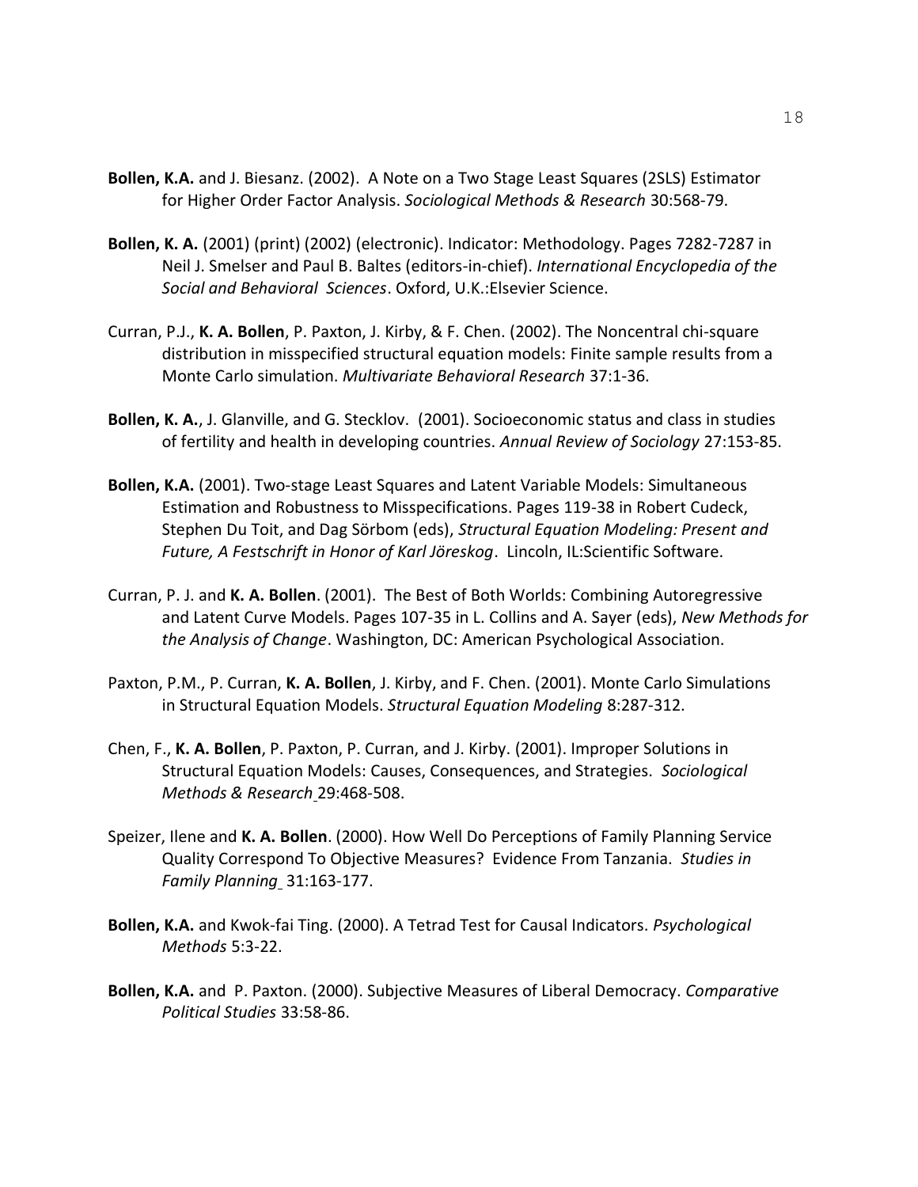**Bollen, K.A.** and J. Biesanz. (2002). A Note on a Two Stage Least Squares (2SLS) Estimator for Higher Order Factor Analysis. *Sociological Methods & Research* 30:568-79.

**Bollen, K. A.** (2001) (print) (2002) (electronic). Indicator: Methodology. Pages 7282-7287 in Neil J. Smelser and Paul B. Baltes (editors-in-chief). *International Encyclopedia of the Social and Behavioral Sciences*. Oxford, U.K.:Elsevier Science.

Curran, P.J., **K. A. Bollen**, P. Paxton, J. Kirby, & F. Chen. (2002). The Noncentral chi-square distribution in misspecified structural equation models: Finite sample results from a Monte Carlo simulation. *Multivariate Behavioral Research* 37:1-36.

**Bollen, K. A.**, J. Glanville, and G. Stecklov. (2001). Socioeconomic status and class in studies of fertility and health in developing countries. *Annual Review of Sociology* 27:153-85.

**Bollen, K.A.** (2001). Two-stage Least Squares and Latent Variable Models: Simultaneous Estimation and Robustness to Misspecifications. Pages 119-38 in Robert Cudeck, Stephen Du Toit, and Dag Sörbom (eds), *Structural Equation Modeling: Present and Future, A Festschrift in Honor of Karl Jöreskog*. Lincoln, IL:Scientific Software.

Curran, P. J. and **K. A. Bollen**. (2001). The Best of Both Worlds: Combining Autoregressive and Latent Curve Models. Pages 107-35 in L. Collins and A. Sayer (eds), *New Methods for the Analysis of Change*. Washington, DC: American Psychological Association.

Paxton, P.M., P. Curran, **K. A. Bollen**, J. Kirby, and F. Chen. (2001). Monte Carlo Simulations in Structural Equation Models. *Structural Equation Modeling* 8:287-312.

Chen, F., **K. A. Bollen**, P. Paxton, P. Curran, and J. Kirby. (2001). Improper Solutions in Structural Equation Models: Causes, Consequences, and Strategies. *Sociological Methods & Research* 29:468-508.

Speizer, Ilene and **K. A. Bollen**. (2000). How Well Do Perceptions of Family Planning Service Quality Correspond To Objective Measures? Evidence From Tanzania. *Studies in Family Planning* 31:163-177.

**Bollen, K.A.** and Kwok-fai Ting. (2000). A Tetrad Test for Causal Indicators. *Psychological Methods* 5:3-22.

**Bollen, K.A.** and P. Paxton. (2000). Subjective Measures of Liberal Democracy. *Comparative Political Studies* 33:58-86.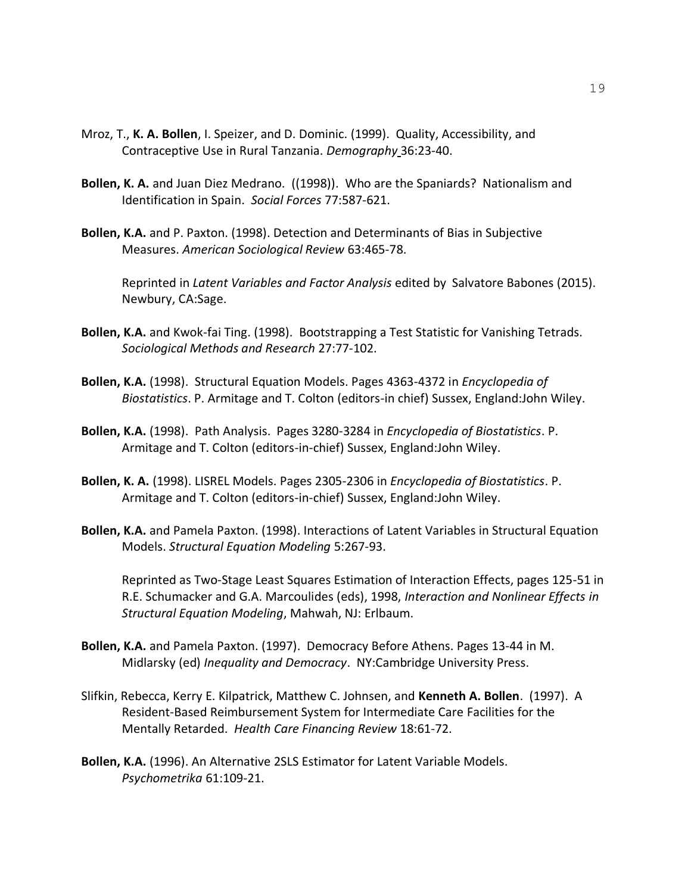Mroz, T., **K. A. Bollen**, I. Speizer, and D. Dominic. (1999). Quality, Accessibility, and Contraceptive Use in Rural Tanzania. *Demography* 36:23-40.

**Bollen, K. A.** and Juan Diez Medrano. ((1998)). Who are the Spaniards? Nationalism and Identification in Spain. *Social Forces* 77:587-621.

**Bollen, K.A.** and P. Paxton. (1998). Detection and Determinants of Bias in Subjective Measures. *American Sociological Review* 63:465-78.

Reprinted in *Latent Variables and Factor Analysis* edited by Salvatore Babones (2015). Newbury, CA:Sage.

**Bollen, K.A.** and Kwok-fai Ting. (1998). Bootstrapping a Test Statistic for Vanishing Tetrads. *Sociological Methods and Research* 27:77-102.

**Bollen, K.A.** (1998). Structural Equation Models. Pages 4363-4372 in *Encyclopedia of Biostatistics*. P. Armitage and T. Colton (editors-in chief) Sussex, England:John Wiley.

**Bollen, K.A.** (1998). Path Analysis. Pages 3280-3284 in *Encyclopedia of Biostatistics*. P. Armitage and T. Colton (editors-in-chief) Sussex, England:John Wiley.

**Bollen, K. A.** (1998). LISREL Models. Pages 2305-2306 in *Encyclopedia of Biostatistics*. P. Armitage and T. Colton (editors-in-chief) Sussex, England:John Wiley.

**Bollen, K.A.** and Pamela Paxton. (1998). Interactions of Latent Variables in Structural Equation Models. *Structural Equation Modeling* 5:267-93.

Reprinted as Two-Stage Least Squares Estimation of Interaction Effects, pages 125-51 in R.E. Schumacker and G.A. Marcoulides (eds), 1998, *Interaction and Nonlinear Effects in Structural Equation Modeling*, Mahwah, NJ: Erlbaum.

**Bollen, K.A.** and Pamela Paxton. (1997). Democracy Before Athens. Pages 13-44 in M. Midlarsky (ed) *Inequality and Democracy*. NY:Cambridge University Press.

Slifkin, Rebecca, Kerry E. Kilpatrick, Matthew C. Johnsen, and **Kenneth A. Bollen**. (1997). A Resident-Based Reimbursement System for Intermediate Care Facilities for the Mentally Retarded. *Health Care Financing Review* 18:61-72.

**Bollen, K.A.** (1996). An Alternative 2SLS Estimator for Latent Variable Models. *Psychometrika* 61:109-21.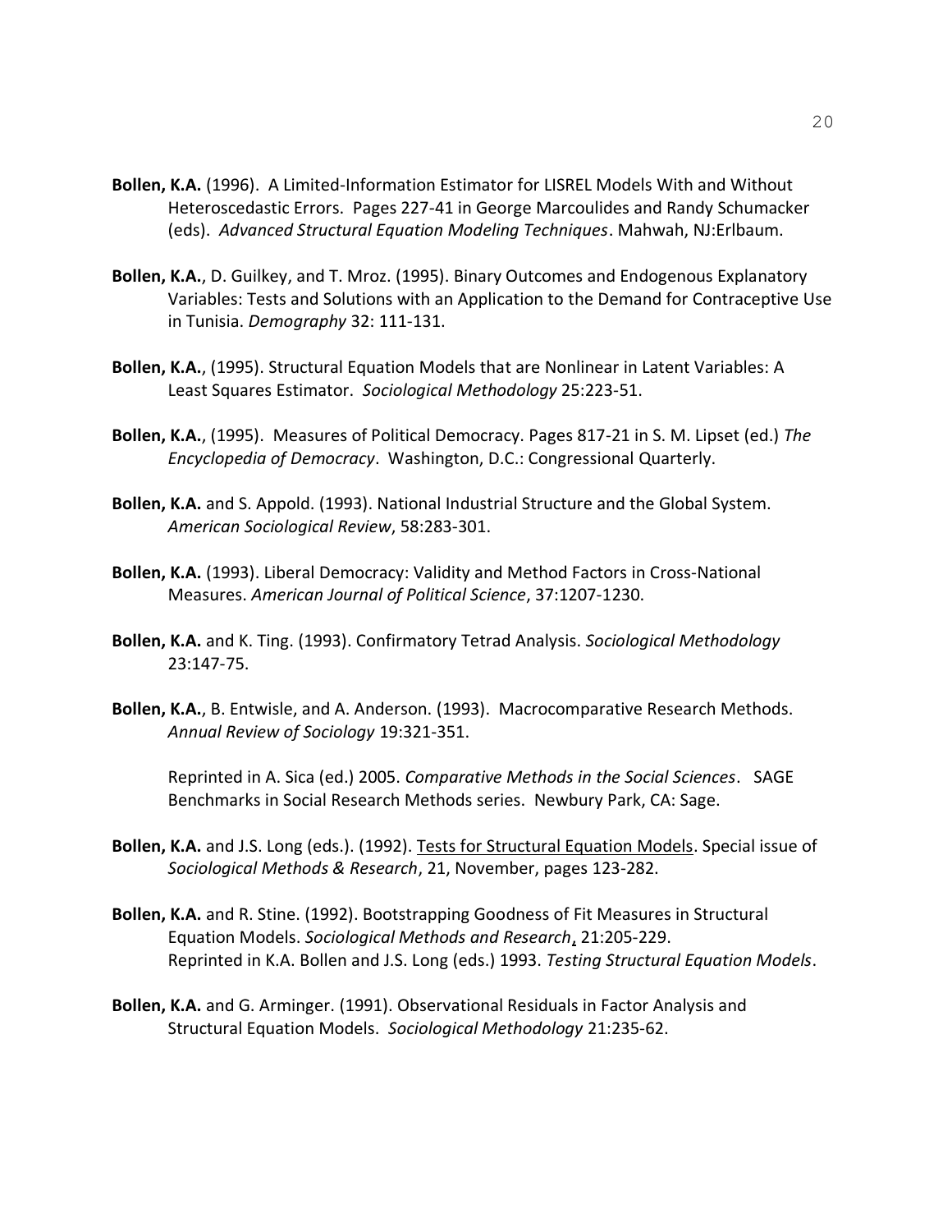**Bollen, K.A.** (1996). A Limited-Information Estimator for LISREL Models With and Without Heteroscedastic Errors. Pages 227-41 in George Marcoulides and Randy Schumacker (eds). *Advanced Structural Equation Modeling Techniques*. Mahwah, NJ:Erlbaum.

**Bollen, K.A.**, D. Guilkey, and T. Mroz. (1995). Binary Outcomes and Endogenous Explanatory Variables: Tests and Solutions with an Application to the Demand for Contraceptive Use in Tunisia. *Demography* 32: 111-131.

**Bollen, K.A.**, (1995). Structural Equation Models that are Nonlinear in Latent Variables: A Least Squares Estimator. *Sociological Methodology* 25:223-51.

**Bollen, K.A.**, (1995). Measures of Political Democracy. Pages 817-21 in S. M. Lipset (ed.) *The Encyclopedia of Democracy*. Washington, D.C.: Congressional Quarterly.

**Bollen, K.A.** and S. Appold. (1993). National Industrial Structure and the Global System. *American Sociological Review*, 58:283-301.

**Bollen, K.A.** (1993). Liberal Democracy: Validity and Method Factors in Cross-National Measures. *American Journal of Political Science*, 37:1207-1230.

**Bollen, K.A.** and K. Ting. (1993). Confirmatory Tetrad Analysis. *Sociological Methodology* 23:147-75.

**Bollen, K.A.**, B. Entwisle, and A. Anderson. (1993). Macrocomparative Research Methods. *Annual Review of Sociology* 19:321-351.

Reprinted in A. Sica (ed.) 2005. *Comparative Methods in the Social Sciences*. SAGE Benchmarks in Social Research Methods series. Newbury Park, CA: Sage.

**Bollen, K.A.** and J.S. Long (eds.). (1992). Tests for Structural Equation Models. Special issue of *Sociological Methods & Research*, 21, November, pages 123-282.

**Bollen, K.A.** and R. Stine. (1992). Bootstrapping Goodness of Fit Measures in Structural Equation Models. *Sociological Methods and Research*, 21:205-229.
Reprinted in K.A. Bollen and J.S. Long (eds.) 1993. *Testing Structural Equation Models*.

**Bollen, K.A.** and G. Arminger. (1991). Observational Residuals in Factor Analysis and Structural Equation Models. *Sociological Methodology* 21:235-62.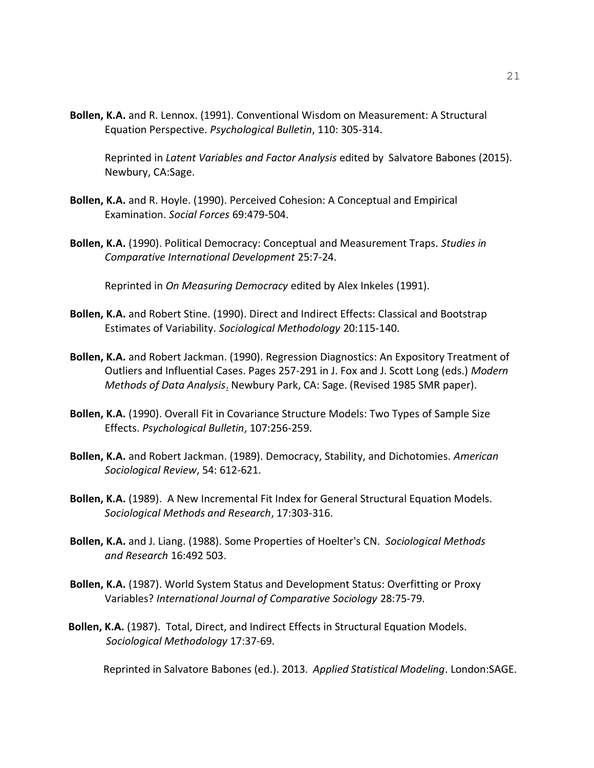**Bollen, K.A.** and R. Lennox. (1991). Conventional Wisdom on Measurement: A Structural Equation Perspective. *Psychological Bulletin*, 110: 305-314.

Reprinted in *Latent Variables and Factor Analysis* edited by Salvatore Babones (2015). Newbury, CA:Sage.

**Bollen, K.A.** and R. Hoyle. (1990). Perceived Cohesion: A Conceptual and Empirical Examination. *Social Forces* 69:479-504.

**Bollen, K.A.** (1990). Political Democracy: Conceptual and Measurement Traps. *Studies in Comparative International Development* 25:7-24.

Reprinted in *On Measuring Democracy* edited by Alex Inkeles (1991).

**Bollen, K.A.** and Robert Stine. (1990). Direct and Indirect Effects: Classical and Bootstrap Estimates of Variability. *Sociological Methodology* 20:115-140.

**Bollen, K.A.** and Robert Jackman. (1990). Regression Diagnostics: An Expository Treatment of Outliers and Influential Cases. Pages 257-291 in J. Fox and J. Scott Long (eds.) *Modern Methods of Data Analysis*. Newbury Park, CA: Sage. (Revised 1985 SMR paper).

**Bollen, K.A.** (1990). Overall Fit in Covariance Structure Models: Two Types of Sample Size Effects. *Psychological Bulletin*, 107:256-259.

**Bollen, K.A.** and Robert Jackman. (1989). Democracy, Stability, and Dichotomies. *American Sociological Review*, 54: 612-621.

**Bollen, K.A.** (1989). A New Incremental Fit Index for General Structural Equation Models. *Sociological Methods and Research*, 17:303-316.

**Bollen, K.A.** and J. Liang. (1988). Some Properties of Hoelter's CN. *Sociological Methods and Research* 16:492 503.

**Bollen, K.A.** (1987). World System Status and Development Status: Overfitting or Proxy Variables? *International Journal of Comparative Sociology* 28:75-79.

**Bollen, K.A.** (1987). Total, Direct, and Indirect Effects in Structural Equation Models. *Sociological Methodology* 17:37-69.

Reprinted in Salvatore Babones (ed.). 2013. *Applied Statistical Modeling*. London:SAGE.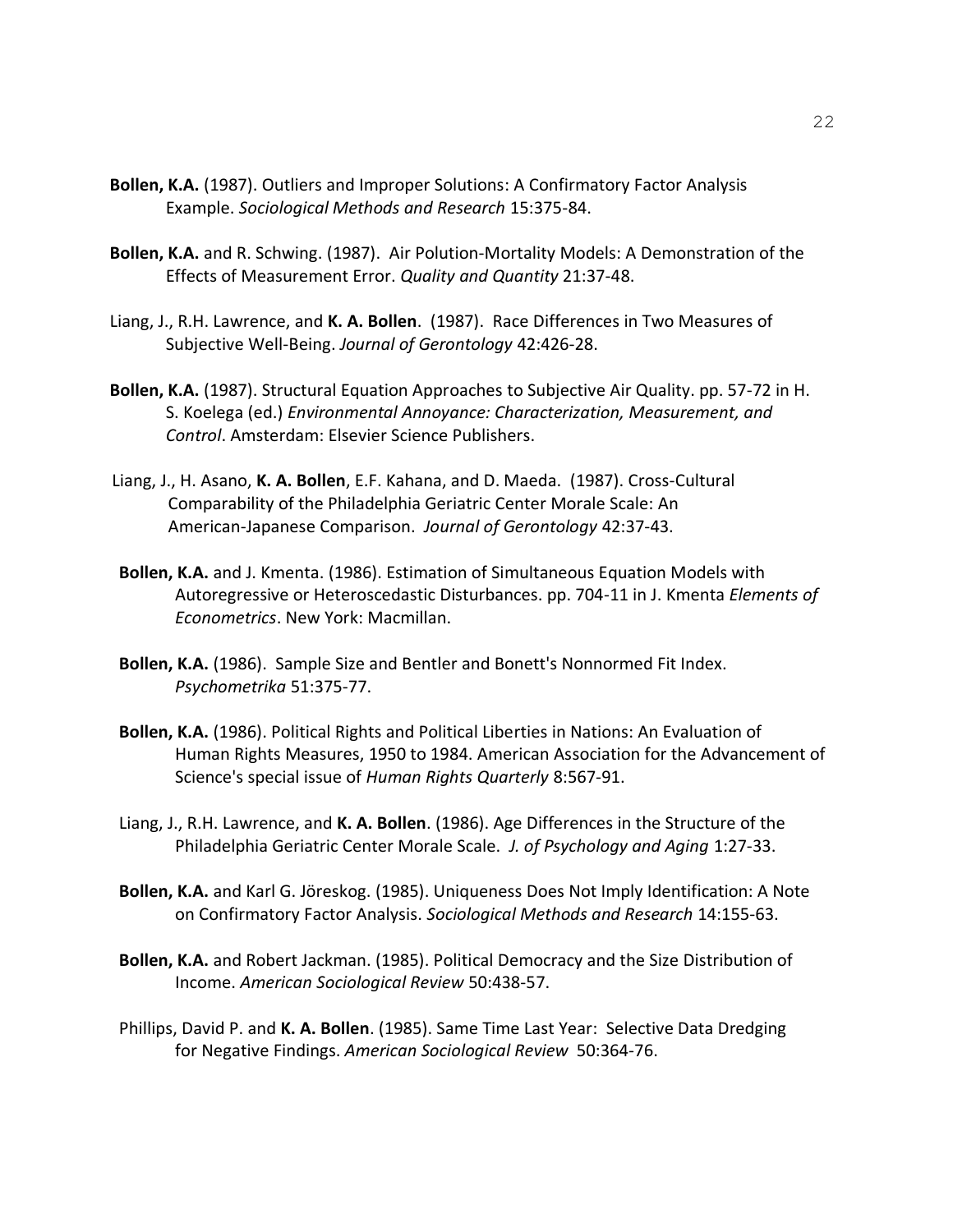**Bollen, K.A.** (1987). Outliers and Improper Solutions: A Confirmatory Factor Analysis Example. *Sociological Methods and Research* 15:375-84.

**Bollen, K.A.** and R. Schwing. (1987). Air Polution-Mortality Models: A Demonstration of the Effects of Measurement Error. *Quality and Quantity* 21:37-48.

Liang, J., R.H. Lawrence, and **K. A. Bollen**. (1987). Race Differences in Two Measures of Subjective Well-Being. *Journal of Gerontology* 42:426-28.

**Bollen, K.A.** (1987). Structural Equation Approaches to Subjective Air Quality. pp. 57-72 in H. S. Koelega (ed.) *Environmental Annoyance: Characterization, Measurement, and Control*. Amsterdam: Elsevier Science Publishers.

Liang, J., H. Asano, **K. A. Bollen**, E.F. Kahana, and D. Maeda. (1987). Cross-Cultural Comparability of the Philadelphia Geriatric Center Morale Scale: An American-Japanese Comparison. *Journal of Gerontology* 42:37-43.

**Bollen, K.A.** and J. Kmenta. (1986). Estimation of Simultaneous Equation Models with Autoregressive or Heteroscedastic Disturbances. pp. 704-11 in J. Kmenta *Elements of Econometrics*. New York: Macmillan.

**Bollen, K.A.** (1986). Sample Size and Bentler and Bonett's Nonnormed Fit Index. *Psychometrika* 51:375-77.

**Bollen, K.A.** (1986). Political Rights and Political Liberties in Nations: An Evaluation of Human Rights Measures, 1950 to 1984. American Association for the Advancement of Science's special issue of *Human Rights Quarterly* 8:567-91.

Liang, J., R.H. Lawrence, and **K. A. Bollen**. (1986). Age Differences in the Structure of the Philadelphia Geriatric Center Morale Scale. *J. of Psychology and Aging* 1:27-33.

**Bollen, K.A.** and Karl G. Jöreskog. (1985). Uniqueness Does Not Imply Identification: A Note on Confirmatory Factor Analysis. *Sociological Methods and Research* 14:155-63.

**Bollen, K.A.** and Robert Jackman. (1985). Political Democracy and the Size Distribution of Income. *American Sociological Review* 50:438-57.

Phillips, David P. and **K. A. Bollen**. (1985). Same Time Last Year: Selective Data Dredging for Negative Findings. *American Sociological Review* 50:364-76.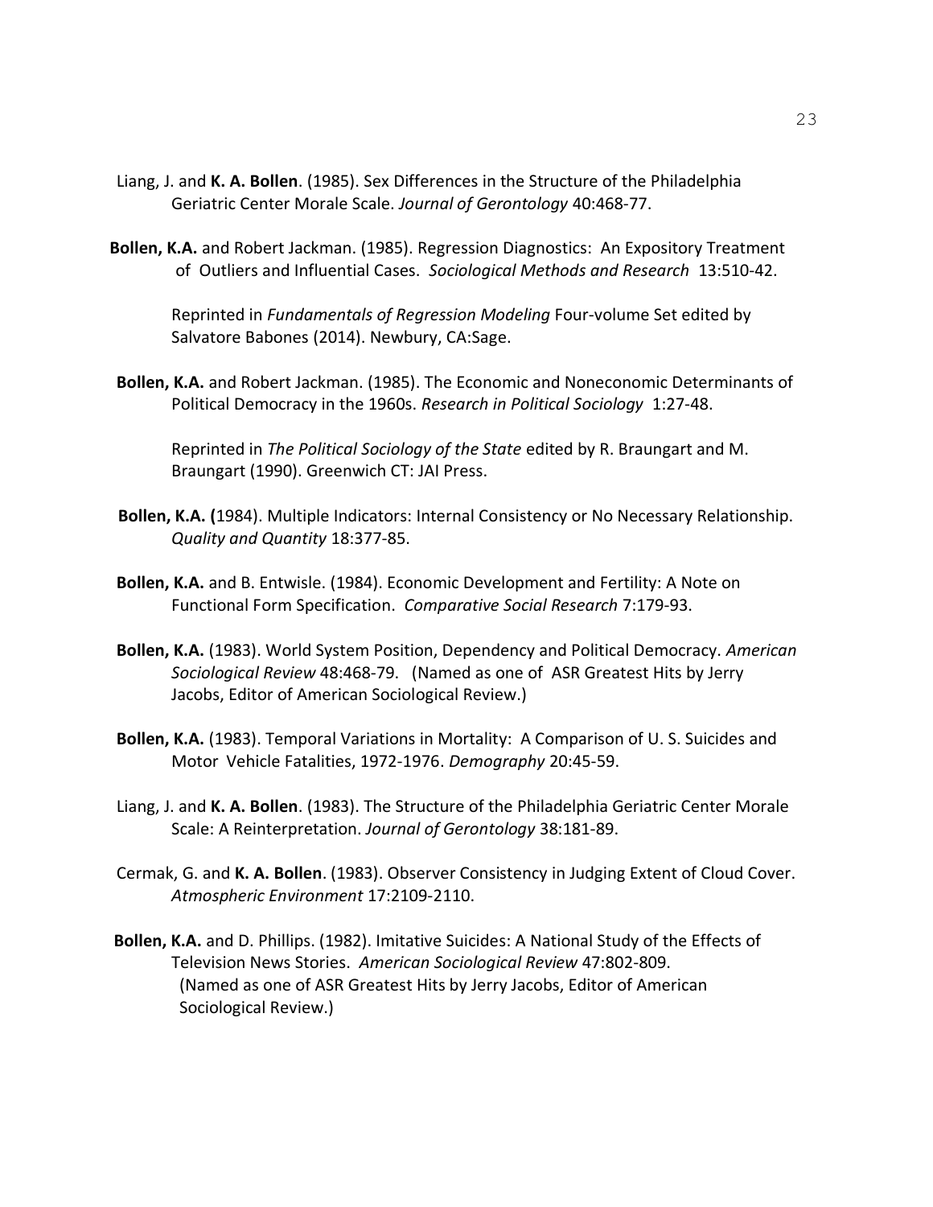Liang, J. and **K. A. Bollen**. (1985). Sex Differences in the Structure of the Philadelphia Geriatric Center Morale Scale. *Journal of Gerontology* 40:468-77.

**Bollen, K.A.** and Robert Jackman. (1985). Regression Diagnostics: An Expository Treatment of Outliers and Influential Cases. *Sociological Methods and Research* 13:510-42.

Reprinted in *Fundamentals of Regression Modeling* Four-volume Set edited by Salvatore Babones (2014). Newbury, CA:Sage.

**Bollen, K.A.** and Robert Jackman. (1985). The Economic and Noneconomic Determinants of Political Democracy in the 1960s. *Research in Political Sociology* 1:27-48.

Reprinted in *The Political Sociology of the State* edited by R. Braungart and M. Braungart (1990). Greenwich CT: JAI Press.

**Bollen, K.A. (**1984). Multiple Indicators: Internal Consistency or No Necessary Relationship. *Quality and Quantity* 18:377-85.

**Bollen, K.A.** and B. Entwisle. (1984). Economic Development and Fertility: A Note on Functional Form Specification. *Comparative Social Research* 7:179-93.

**Bollen, K.A.** (1983). World System Position, Dependency and Political Democracy. *American Sociological Review* 48:468-79. (Named as one of ASR Greatest Hits by Jerry Jacobs, Editor of American Sociological Review.)

**Bollen, K.A.** (1983). Temporal Variations in Mortality: A Comparison of U. S. Suicides and Motor Vehicle Fatalities, 1972-1976. *Demography* 20:45-59.

Liang, J. and **K. A. Bollen**. (1983). The Structure of the Philadelphia Geriatric Center Morale Scale: A Reinterpretation. *Journal of Gerontology* 38:181-89.

Cermak, G. and **K. A. Bollen**. (1983). Observer Consistency in Judging Extent of Cloud Cover. *Atmospheric Environment* 17:2109-2110.

**Bollen, K.A.** and D. Phillips. (1982). Imitative Suicides: A National Study of the Effects of Television News Stories. *American Sociological Review* 47:802-809. (Named as one of ASR Greatest Hits by Jerry Jacobs, Editor of American Sociological Review.)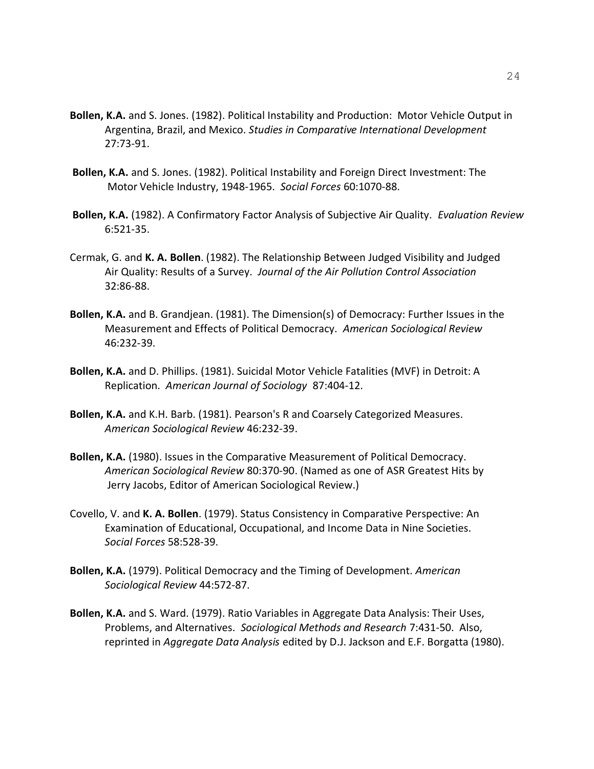**Bollen, K.A.** and S. Jones. (1982). Political Instability and Production: Motor Vehicle Output in Argentina, Brazil, and Mexico. *Studies in Comparative International Development* 27:73-91.

**Bollen, K.A.** and S. Jones. (1982). Political Instability and Foreign Direct Investment: The Motor Vehicle Industry, 1948-1965. *Social Forces* 60:1070-88.

**Bollen, K.A.** (1982). A Confirmatory Factor Analysis of Subjective Air Quality. *Evaluation Review* 6:521-35.

Cermak, G. and **K. A. Bollen**. (1982). The Relationship Between Judged Visibility and Judged Air Quality: Results of a Survey. *Journal of the Air Pollution Control Association* 32:86-88.

**Bollen, K.A.** and B. Grandjean. (1981). The Dimension(s) of Democracy: Further Issues in the Measurement and Effects of Political Democracy. *American Sociological Review* 46:232-39.

**Bollen, K.A.** and D. Phillips. (1981). Suicidal Motor Vehicle Fatalities (MVF) in Detroit: A Replication. *American Journal of Sociology* 87:404-12.

**Bollen, K.A.** and K.H. Barb. (1981). Pearson's R and Coarsely Categorized Measures. *American Sociological Review* 46:232-39.

**Bollen, K.A.** (1980). Issues in the Comparative Measurement of Political Democracy. *American Sociological Review* 80:370-90. (Named as one of ASR Greatest Hits by Jerry Jacobs, Editor of American Sociological Review.)

Covello, V. and **K. A. Bollen**. (1979). Status Consistency in Comparative Perspective: An Examination of Educational, Occupational, and Income Data in Nine Societies. *Social Forces* 58:528-39.

**Bollen, K.A.** (1979). Political Democracy and the Timing of Development. *American Sociological Review* 44:572-87.

**Bollen, K.A.** and S. Ward. (1979). Ratio Variables in Aggregate Data Analysis: Their Uses, Problems, and Alternatives. *Sociological Methods and Research* 7:431-50. Also, reprinted in *Aggregate Data Analysis* edited by D.J. Jackson and E.F. Borgatta (1980).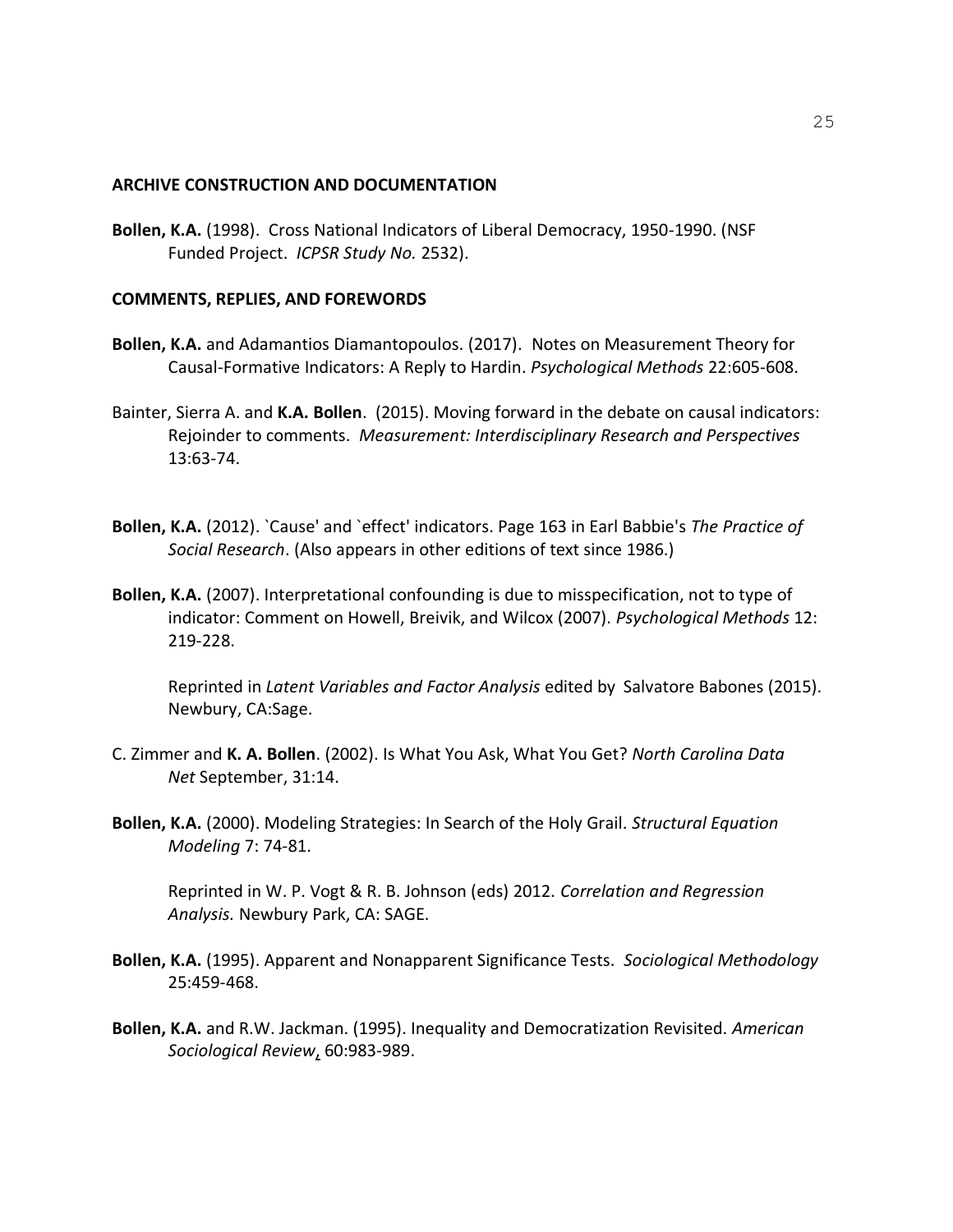## ARCHIVE CONSTRUCTION AND DOCUMENTATION

**Bollen, K.A.** (1998). Cross National Indicators of Liberal Democracy, 1950-1990. (NSF Funded Project. *ICPSR Study No.* 2532).

## COMMENTS, REPLIES, AND FOREWORDS

**Bollen, K.A.** and Adamantios Diamantopoulos. (2017). Notes on Measurement Theory for Causal-Formative Indicators: A Reply to Hardin. *Psychological Methods* 22:605-608.

Bainter, Sierra A. and **K.A. Bollen**. (2015). Moving forward in the debate on causal indicators: Rejoinder to comments. *Measurement: Interdisciplinary Research and Perspectives* 13:63-74.

**Bollen, K.A.** (2012). `Cause' and `effect' indicators. Page 163 in Earl Babbie's *The Practice of Social Research*. (Also appears in other editions of text since 1986.)

**Bollen, K.A.** (2007). Interpretational confounding is due to misspecification, not to type of indicator: Comment on Howell, Breivik, and Wilcox (2007). *Psychological Methods* 12: 219-228.

Reprinted in *Latent Variables and Factor Analysis* edited by Salvatore Babones (2015). Newbury, CA:Sage.

C. Zimmer and **K. A. Bollen**. (2002). Is What You Ask, What You Get? *North Carolina Data Net* September, 31:14.

**Bollen, K.A.** (2000). Modeling Strategies: In Search of the Holy Grail. *Structural Equation Modeling* 7: 74-81.

Reprinted in W. P. Vogt & R. B. Johnson (eds) 2012. *Correlation and Regression Analysis.* Newbury Park, CA: SAGE.

**Bollen, K.A.** (1995). Apparent and Nonapparent Significance Tests. *Sociological Methodology* 25:459-468.

**Bollen, K.A.** and R.W. Jackman. (1995). Inequality and Democratization Revisited. *American Sociological Review*, 60:983-989.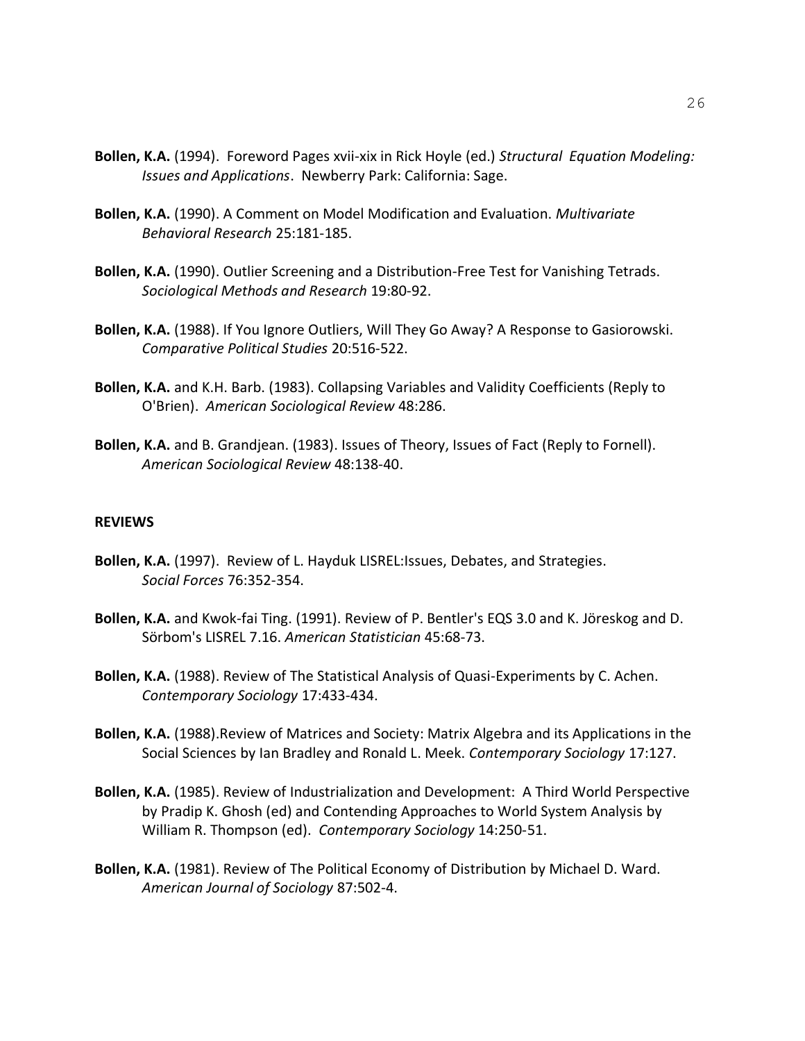**Bollen, K.A.** (1994). Foreword Pages xvii-xix in Rick Hoyle (ed.) *Structural Equation Modeling: Issues and Applications*. Newberry Park: California: Sage.

**Bollen, K.A.** (1990). A Comment on Model Modification and Evaluation. *Multivariate Behavioral Research* 25:181-185.

**Bollen, K.A.** (1990). Outlier Screening and a Distribution-Free Test for Vanishing Tetrads. *Sociological Methods and Research* 19:80-92.

**Bollen, K.A.** (1988). If You Ignore Outliers, Will They Go Away? A Response to Gasiorowski. *Comparative Political Studies* 20:516-522.

**Bollen, K.A.** and K.H. Barb. (1983). Collapsing Variables and Validity Coefficients (Reply to O'Brien). *American Sociological Review* 48:286.

**Bollen, K.A.** and B. Grandjean. (1983). Issues of Theory, Issues of Fact (Reply to Fornell). *American Sociological Review* 48:138-40.

**REVIEWS**

**Bollen, K.A.** (1997). Review of L. Hayduk LISREL:Issues, Debates, and Strategies. *Social Forces* 76:352-354.

**Bollen, K.A.** and Kwok-fai Ting. (1991). Review of P. Bentler's EQS 3.0 and K. Jöreskog and D. Sörbom's LISREL 7.16. *American Statistician* 45:68-73.

**Bollen, K.A.** (1988). Review of The Statistical Analysis of Quasi-Experiments by C. Achen. *Contemporary Sociology* 17:433-434.

**Bollen, K.A.** (1988).Review of Matrices and Society: Matrix Algebra and its Applications in the Social Sciences by Ian Bradley and Ronald L. Meek. *Contemporary Sociology* 17:127.

**Bollen, K.A.** (1985). Review of Industrialization and Development: A Third World Perspective by Pradip K. Ghosh (ed) and Contending Approaches to World System Analysis by William R. Thompson (ed). *Contemporary Sociology* 14:250-51.

**Bollen, K.A.** (1981). Review of The Political Economy of Distribution by Michael D. Ward. *American Journal of Sociology* 87:502-4.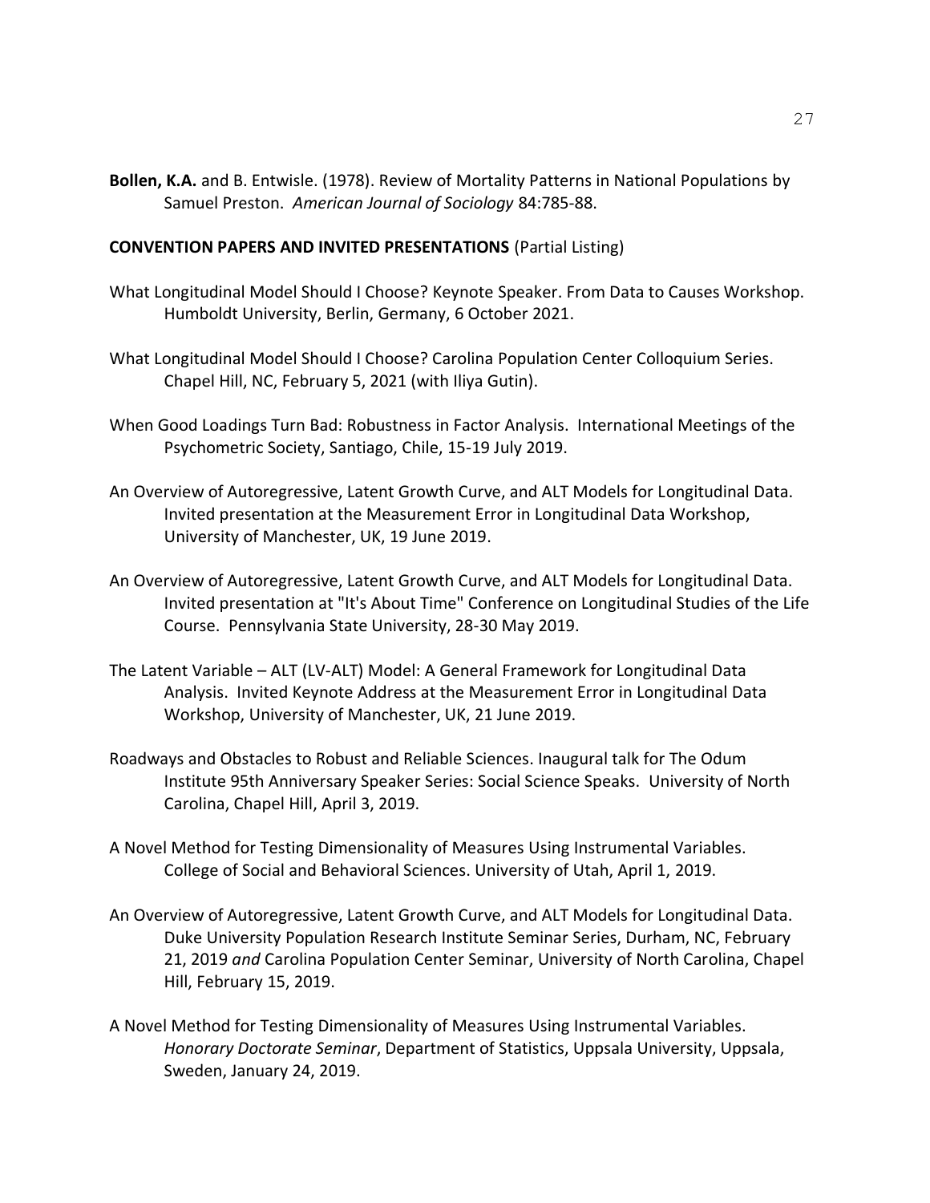**Bollen, K.A.** and B. Entwisle. (1978). Review of Mortality Patterns in National Populations by Samuel Preston. *American Journal of Sociology* 84:785-88.

**CONVENTION PAPERS AND INVITED PRESENTATIONS** (Partial Listing)

What Longitudinal Model Should I Choose? Keynote Speaker. From Data to Causes Workshop. Humboldt University, Berlin, Germany, 6 October 2021.

What Longitudinal Model Should I Choose? Carolina Population Center Colloquium Series. Chapel Hill, NC, February 5, 2021 (with Iliya Gutin).

When Good Loadings Turn Bad: Robustness in Factor Analysis. International Meetings of the Psychometric Society, Santiago, Chile, 15-19 July 2019.

An Overview of Autoregressive, Latent Growth Curve, and ALT Models for Longitudinal Data. Invited presentation at the Measurement Error in Longitudinal Data Workshop, University of Manchester, UK, 19 June 2019.

An Overview of Autoregressive, Latent Growth Curve, and ALT Models for Longitudinal Data. Invited presentation at "It's About Time" Conference on Longitudinal Studies of the Life Course. Pennsylvania State University, 28-30 May 2019.

The Latent Variable – ALT (LV-ALT) Model: A General Framework for Longitudinal Data Analysis. Invited Keynote Address at the Measurement Error in Longitudinal Data Workshop, University of Manchester, UK, 21 June 2019.

Roadways and Obstacles to Robust and Reliable Sciences. Inaugural talk for The Odum Institute 95th Anniversary Speaker Series: Social Science Speaks. University of North Carolina, Chapel Hill, April 3, 2019.

A Novel Method for Testing Dimensionality of Measures Using Instrumental Variables. College of Social and Behavioral Sciences. University of Utah, April 1, 2019.

An Overview of Autoregressive, Latent Growth Curve, and ALT Models for Longitudinal Data. Duke University Population Research Institute Seminar Series, Durham, NC, February 21, 2019 *and* Carolina Population Center Seminar, University of North Carolina, Chapel Hill, February 15, 2019.

A Novel Method for Testing Dimensionality of Measures Using Instrumental Variables. *Honorary Doctorate Seminar*, Department of Statistics, Uppsala University, Uppsala, Sweden, January 24, 2019.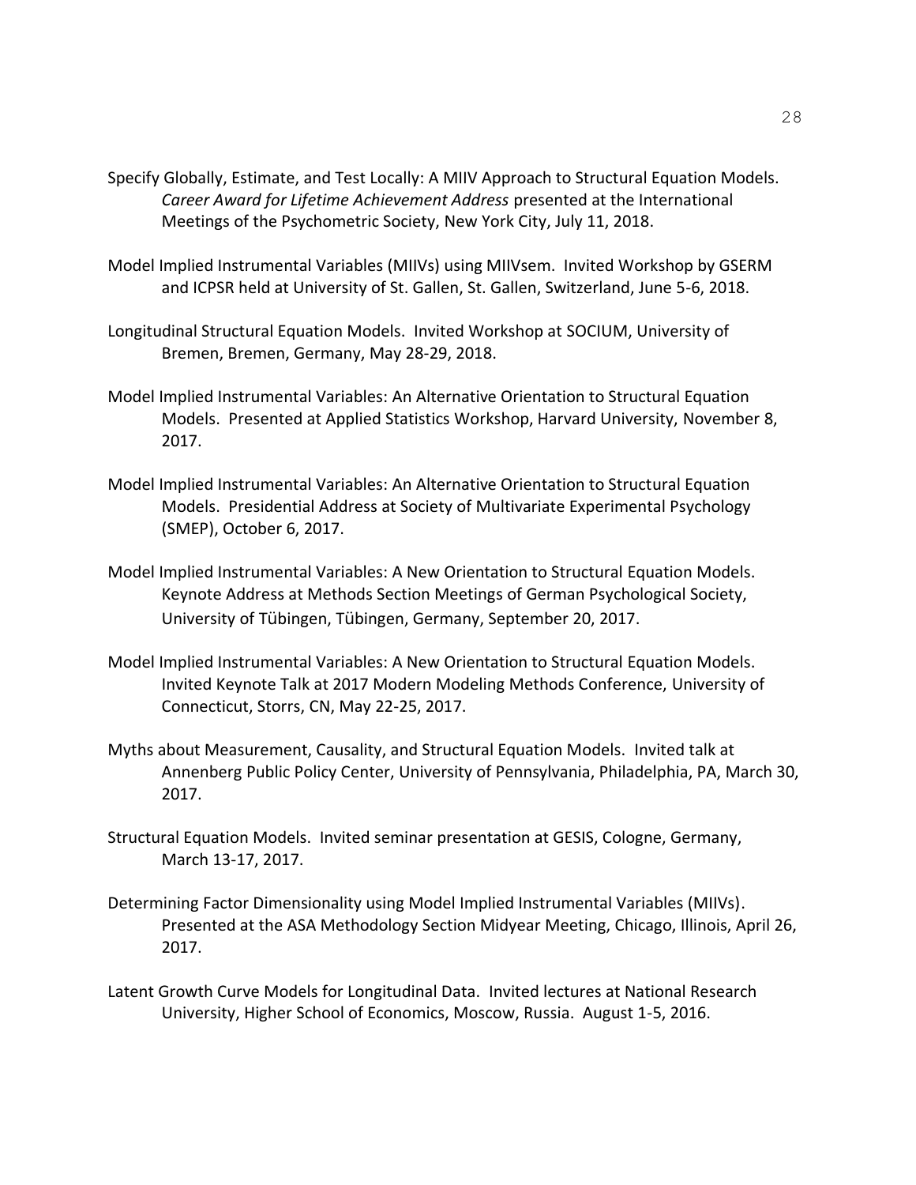Specify Globally, Estimate, and Test Locally: A MIIV Approach to Structural Equation Models. *Career Award for Lifetime Achievement Address* presented at the International Meetings of the Psychometric Society, New York City, July 11, 2018.

Model Implied Instrumental Variables (MIIVs) using MIIVsem. Invited Workshop by GSERM and ICPSR held at University of St. Gallen, St. Gallen, Switzerland, June 5-6, 2018.

Longitudinal Structural Equation Models. Invited Workshop at SOCIUM, University of Bremen, Bremen, Germany, May 28-29, 2018.

Model Implied Instrumental Variables: An Alternative Orientation to Structural Equation Models. Presented at Applied Statistics Workshop, Harvard University, November 8, 2017.

Model Implied Instrumental Variables: An Alternative Orientation to Structural Equation Models. Presidential Address at Society of Multivariate Experimental Psychology (SMEP), October 6, 2017.

Model Implied Instrumental Variables: A New Orientation to Structural Equation Models. Keynote Address at Methods Section Meetings of German Psychological Society, University of Tübingen, Tübingen, Germany, September 20, 2017.

Model Implied Instrumental Variables: A New Orientation to Structural Equation Models. Invited Keynote Talk at 2017 Modern Modeling Methods Conference, University of Connecticut, Storrs, CN, May 22-25, 2017.

Myths about Measurement, Causality, and Structural Equation Models. Invited talk at Annenberg Public Policy Center, University of Pennsylvania, Philadelphia, PA, March 30, 2017.

Structural Equation Models. Invited seminar presentation at GESIS, Cologne, Germany, March 13-17, 2017.

Determining Factor Dimensionality using Model Implied Instrumental Variables (MIIVs). Presented at the ASA Methodology Section Midyear Meeting, Chicago, Illinois, April 26, 2017.

Latent Growth Curve Models for Longitudinal Data. Invited lectures at National Research University, Higher School of Economics, Moscow, Russia. August 1-5, 2016.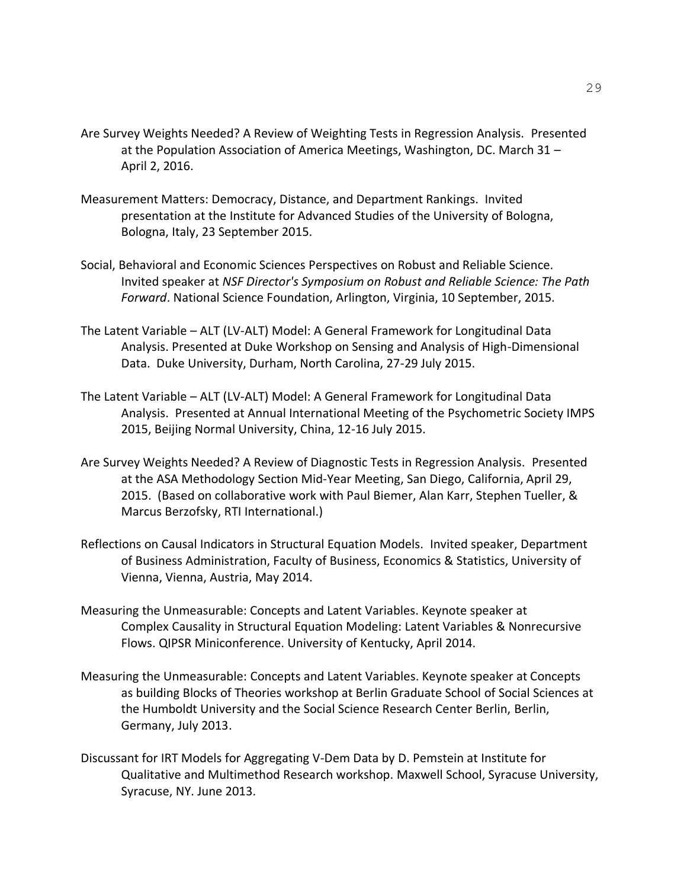Are Survey Weights Needed? A Review of Weighting Tests in Regression Analysis. Presented at the Population Association of America Meetings, Washington, DC. March 31 – April 2, 2016.

Measurement Matters: Democracy, Distance, and Department Rankings. Invited presentation at the Institute for Advanced Studies of the University of Bologna, Bologna, Italy, 23 September 2015.

Social, Behavioral and Economic Sciences Perspectives on Robust and Reliable Science. Invited speaker at *NSF Director's Symposium on Robust and Reliable Science: The Path Forward*. National Science Foundation, Arlington, Virginia, 10 September, 2015.

The Latent Variable – ALT (LV-ALT) Model: A General Framework for Longitudinal Data Analysis. Presented at Duke Workshop on Sensing and Analysis of High-Dimensional Data. Duke University, Durham, North Carolina, 27-29 July 2015.

The Latent Variable – ALT (LV-ALT) Model: A General Framework for Longitudinal Data Analysis. Presented at Annual International Meeting of the Psychometric Society IMPS 2015, Beijing Normal University, China, 12-16 July 2015.

Are Survey Weights Needed? A Review of Diagnostic Tests in Regression Analysis. Presented at the ASA Methodology Section Mid-Year Meeting, San Diego, California, April 29, 2015. (Based on collaborative work with Paul Biemer, Alan Karr, Stephen Tueller, & Marcus Berzofsky, RTI International.)

Reflections on Causal Indicators in Structural Equation Models. Invited speaker, Department of Business Administration, Faculty of Business, Economics & Statistics, University of Vienna, Vienna, Austria, May 2014.

Measuring the Unmeasurable: Concepts and Latent Variables. Keynote speaker at Complex Causality in Structural Equation Modeling: Latent Variables & Nonrecursive Flows. QIPSR Miniconference. University of Kentucky, April 2014.

Measuring the Unmeasurable: Concepts and Latent Variables. Keynote speaker at Concepts as building Blocks of Theories workshop at Berlin Graduate School of Social Sciences at the Humboldt University and the Social Science Research Center Berlin, Berlin, Germany, July 2013.

Discussant for IRT Models for Aggregating V-Dem Data by D. Pemstein at Institute for Qualitative and Multimethod Research workshop. Maxwell School, Syracuse University, Syracuse, NY. June 2013.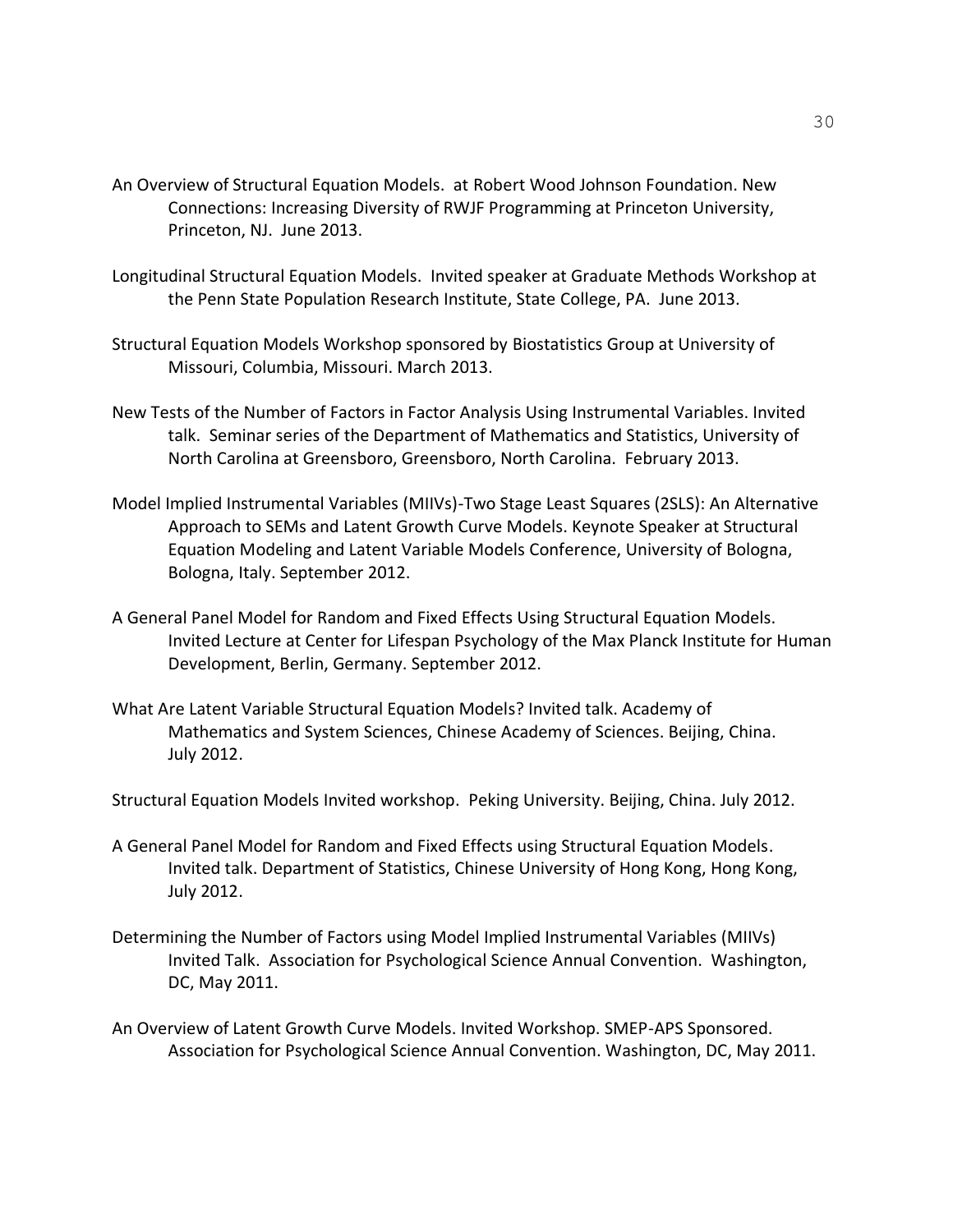An Overview of Structural Equation Models.  at Robert Wood Johnson Foundation. New Connections: Increasing Diversity of RWJF Programming at Princeton University, Princeton, NJ.  June 2013.

Longitudinal Structural Equation Models.  Invited speaker at Graduate Methods Workshop at the Penn State Population Research Institute, State College, PA.  June 2013.

Structural Equation Models Workshop sponsored by Biostatistics Group at University of Missouri, Columbia, Missouri. March 2013.

New Tests of the Number of Factors in Factor Analysis Using Instrumental Variables. Invited talk.  Seminar series of the Department of Mathematics and Statistics, University of North Carolina at Greensboro, Greensboro, North Carolina.  February 2013.

Model Implied Instrumental Variables (MIIVs)-Two Stage Least Squares (2SLS): An Alternative Approach to SEMs and Latent Growth Curve Models. Keynote Speaker at Structural Equation Modeling and Latent Variable Models Conference, University of Bologna, Bologna, Italy. September 2012.

A General Panel Model for Random and Fixed Effects Using Structural Equation Models. Invited Lecture at Center for Lifespan Psychology of the Max Planck Institute for Human Development, Berlin, Germany. September 2012.

What Are Latent Variable Structural Equation Models? Invited talk. Academy of Mathematics and System Sciences, Chinese Academy of Sciences. Beijing, China. July 2012.

Structural Equation Models Invited workshop.  Peking University. Beijing, China. July 2012.

A General Panel Model for Random and Fixed Effects using Structural Equation Models. Invited talk. Department of Statistics, Chinese University of Hong Kong, Hong Kong, July 2012.

Determining the Number of Factors using Model Implied Instrumental Variables (MIIVs) Invited Talk.  Association for Psychological Science Annual Convention.  Washington, DC, May 2011.

An Overview of Latent Growth Curve Models. Invited Workshop. SMEP-APS Sponsored. Association for Psychological Science Annual Convention. Washington, DC, May 2011.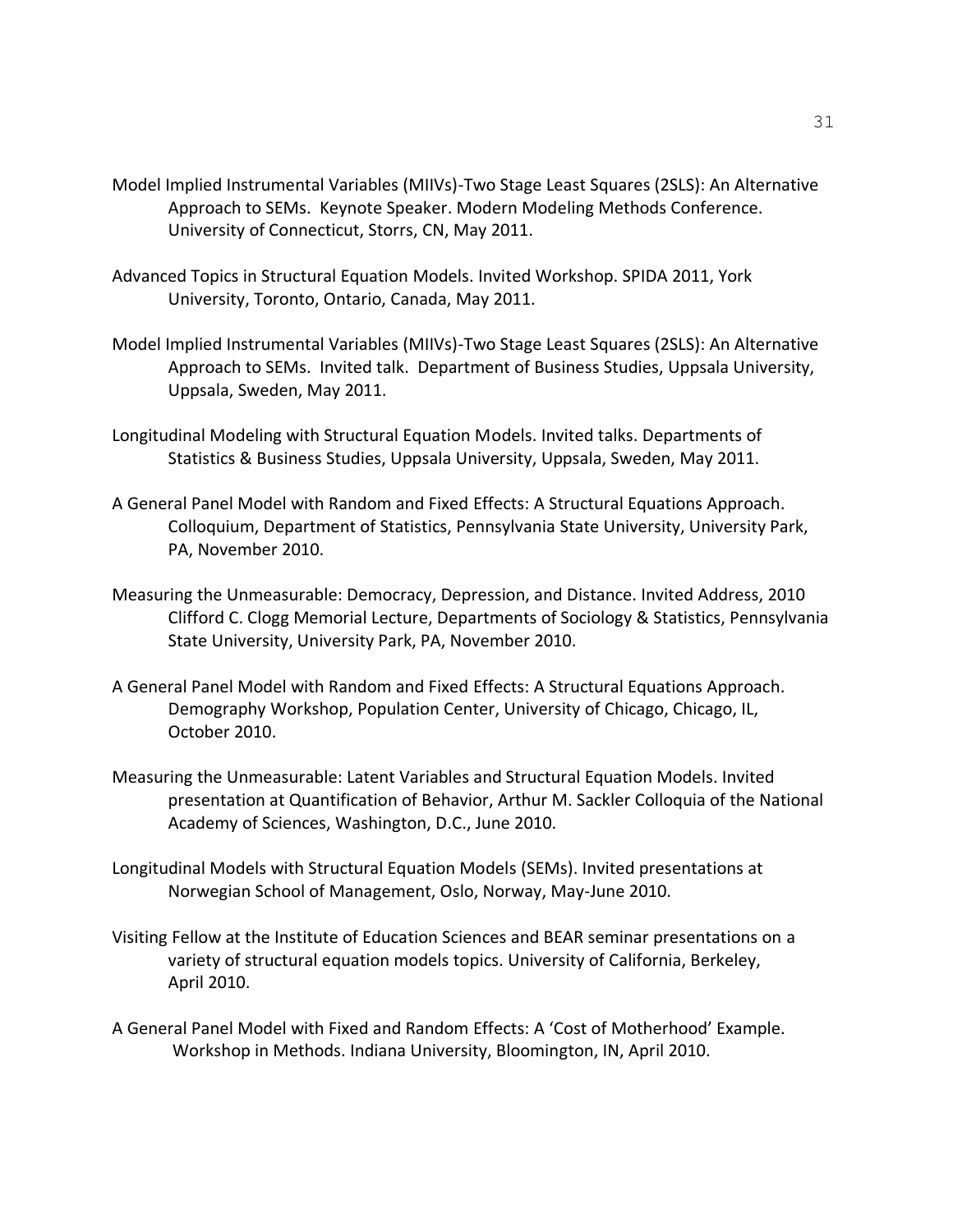Model Implied Instrumental Variables (MIIVs)-Two Stage Least Squares (2SLS): An Alternative Approach to SEMs. Keynote Speaker. Modern Modeling Methods Conference. University of Connecticut, Storrs, CN, May 2011.

Advanced Topics in Structural Equation Models. Invited Workshop. SPIDA 2011, York University, Toronto, Ontario, Canada, May 2011.

Model Implied Instrumental Variables (MIIVs)-Two Stage Least Squares (2SLS): An Alternative Approach to SEMs. Invited talk. Department of Business Studies, Uppsala University, Uppsala, Sweden, May 2011.

Longitudinal Modeling with Structural Equation Models. Invited talks. Departments of Statistics & Business Studies, Uppsala University, Uppsala, Sweden, May 2011.

A General Panel Model with Random and Fixed Effects: A Structural Equations Approach. Colloquium, Department of Statistics, Pennsylvania State University, University Park, PA, November 2010.

Measuring the Unmeasurable: Democracy, Depression, and Distance. Invited Address, 2010 Clifford C. Clogg Memorial Lecture, Departments of Sociology & Statistics, Pennsylvania State University, University Park, PA, November 2010.

A General Panel Model with Random and Fixed Effects: A Structural Equations Approach. Demography Workshop, Population Center, University of Chicago, Chicago, IL, October 2010.

Measuring the Unmeasurable: Latent Variables and Structural Equation Models. Invited presentation at Quantification of Behavior, Arthur M. Sackler Colloquia of the National Academy of Sciences, Washington, D.C., June 2010.

Longitudinal Models with Structural Equation Models (SEMs). Invited presentations at Norwegian School of Management, Oslo, Norway, May-June 2010.

Visiting Fellow at the Institute of Education Sciences and BEAR seminar presentations on a variety of structural equation models topics. University of California, Berkeley, April 2010.

A General Panel Model with Fixed and Random Effects: A 'Cost of Motherhood' Example. Workshop in Methods. Indiana University, Bloomington, IN, April 2010.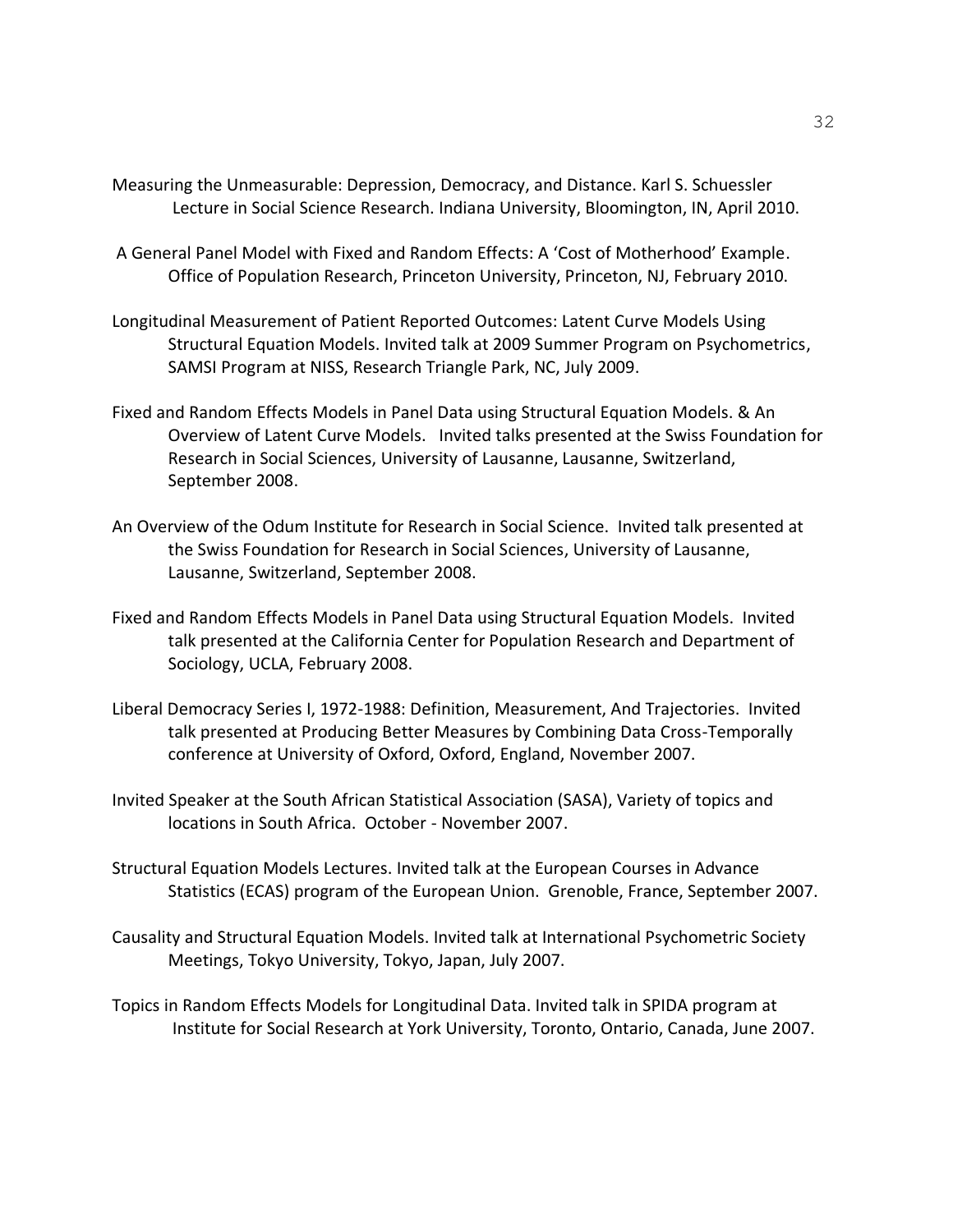Measuring the Unmeasurable: Depression, Democracy, and Distance. Karl S. Schuessler Lecture in Social Science Research. Indiana University, Bloomington, IN, April 2010.

A General Panel Model with Fixed and Random Effects: A 'Cost of Motherhood' Example. Office of Population Research, Princeton University, Princeton, NJ, February 2010.

Longitudinal Measurement of Patient Reported Outcomes: Latent Curve Models Using Structural Equation Models. Invited talk at 2009 Summer Program on Psychometrics, SAMSI Program at NISS, Research Triangle Park, NC, July 2009.

Fixed and Random Effects Models in Panel Data using Structural Equation Models. & An Overview of Latent Curve Models. Invited talks presented at the Swiss Foundation for Research in Social Sciences, University of Lausanne, Lausanne, Switzerland, September 2008.

An Overview of the Odum Institute for Research in Social Science. Invited talk presented at the Swiss Foundation for Research in Social Sciences, University of Lausanne, Lausanne, Switzerland, September 2008.

Fixed and Random Effects Models in Panel Data using Structural Equation Models. Invited talk presented at the California Center for Population Research and Department of Sociology, UCLA, February 2008.

Liberal Democracy Series I, 1972-1988: Definition, Measurement, And Trajectories. Invited talk presented at Producing Better Measures by Combining Data Cross-Temporally conference at University of Oxford, Oxford, England, November 2007.

Invited Speaker at the South African Statistical Association (SASA), Variety of topics and locations in South Africa. October - November 2007.

Structural Equation Models Lectures. Invited talk at the European Courses in Advance Statistics (ECAS) program of the European Union. Grenoble, France, September 2007.

Causality and Structural Equation Models. Invited talk at International Psychometric Society Meetings, Tokyo University, Tokyo, Japan, July 2007.

Topics in Random Effects Models for Longitudinal Data. Invited talk in SPIDA program at Institute for Social Research at York University, Toronto, Ontario, Canada, June 2007.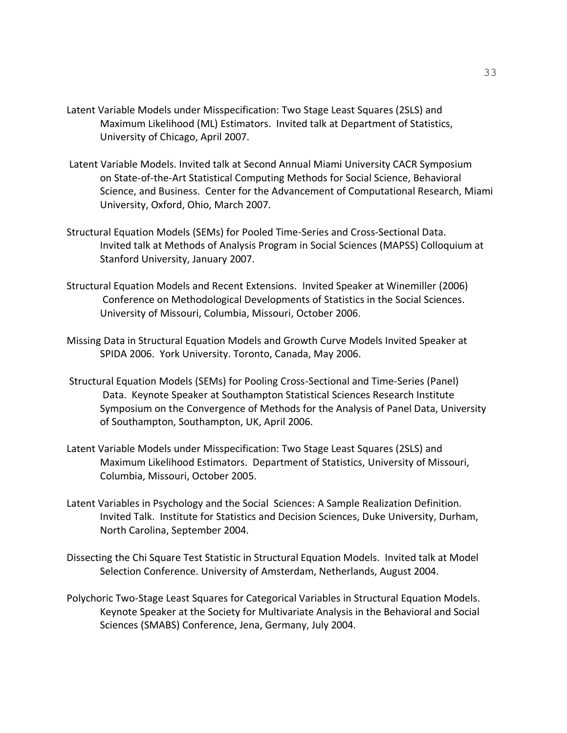Latent Variable Models under Misspecification: Two Stage Least Squares (2SLS) and Maximum Likelihood (ML) Estimators. Invited talk at Department of Statistics, University of Chicago, April 2007.

Latent Variable Models. Invited talk at Second Annual Miami University CACR Symposium on State-of-the-Art Statistical Computing Methods for Social Science, Behavioral Science, and Business. Center for the Advancement of Computational Research, Miami University, Oxford, Ohio, March 2007.

Structural Equation Models (SEMs) for Pooled Time-Series and Cross-Sectional Data. Invited talk at Methods of Analysis Program in Social Sciences (MAPSS) Colloquium at Stanford University, January 2007.

Structural Equation Models and Recent Extensions. Invited Speaker at Winemiller (2006) Conference on Methodological Developments of Statistics in the Social Sciences. University of Missouri, Columbia, Missouri, October 2006.

Missing Data in Structural Equation Models and Growth Curve Models Invited Speaker at SPIDA 2006. York University. Toronto, Canada, May 2006.

Structural Equation Models (SEMs) for Pooling Cross-Sectional and Time-Series (Panel) Data. Keynote Speaker at Southampton Statistical Sciences Research Institute Symposium on the Convergence of Methods for the Analysis of Panel Data, University of Southampton, Southampton, UK, April 2006.

Latent Variable Models under Misspecification: Two Stage Least Squares (2SLS) and Maximum Likelihood Estimators. Department of Statistics, University of Missouri, Columbia, Missouri, October 2005.

Latent Variables in Psychology and the Social Sciences: A Sample Realization Definition. Invited Talk. Institute for Statistics and Decision Sciences, Duke University, Durham, North Carolina, September 2004.

Dissecting the Chi Square Test Statistic in Structural Equation Models. Invited talk at Model Selection Conference. University of Amsterdam, Netherlands, August 2004.

Polychoric Two-Stage Least Squares for Categorical Variables in Structural Equation Models. Keynote Speaker at the Society for Multivariate Analysis in the Behavioral and Social Sciences (SMABS) Conference, Jena, Germany, July 2004.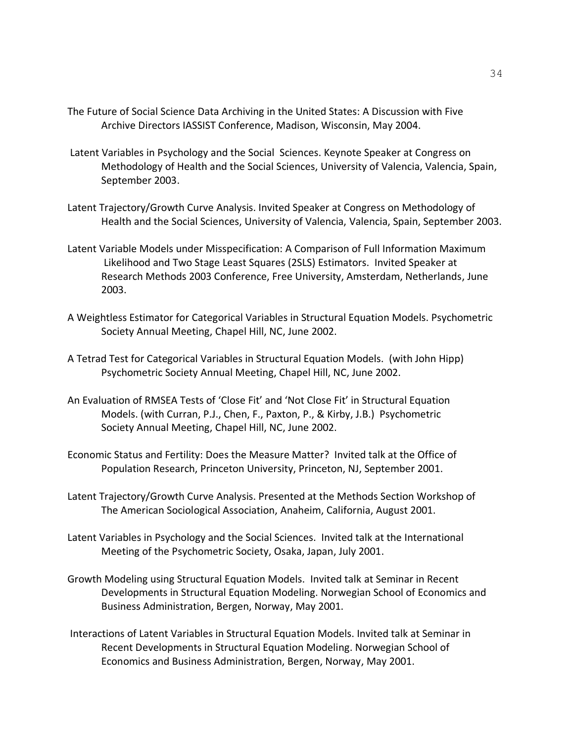The Future of Social Science Data Archiving in the United States: A Discussion with Five Archive Directors IASSIST Conference, Madison, Wisconsin, May 2004.

Latent Variables in Psychology and the Social Sciences. Keynote Speaker at Congress on Methodology of Health and the Social Sciences, University of Valencia, Valencia, Spain, September 2003.

Latent Trajectory/Growth Curve Analysis. Invited Speaker at Congress on Methodology of Health and the Social Sciences, University of Valencia, Valencia, Spain, September 2003.

Latent Variable Models under Misspecification: A Comparison of Full Information Maximum Likelihood and Two Stage Least Squares (2SLS) Estimators. Invited Speaker at Research Methods 2003 Conference, Free University, Amsterdam, Netherlands, June 2003.

A Weightless Estimator for Categorical Variables in Structural Equation Models. Psychometric Society Annual Meeting, Chapel Hill, NC, June 2002.

A Tetrad Test for Categorical Variables in Structural Equation Models. (with John Hipp) Psychometric Society Annual Meeting, Chapel Hill, NC, June 2002.

An Evaluation of RMSEA Tests of 'Close Fit' and 'Not Close Fit' in Structural Equation Models. (with Curran, P.J., Chen, F., Paxton, P., & Kirby, J.B.) Psychometric Society Annual Meeting, Chapel Hill, NC, June 2002.

Economic Status and Fertility: Does the Measure Matter? Invited talk at the Office of Population Research, Princeton University, Princeton, NJ, September 2001.

Latent Trajectory/Growth Curve Analysis. Presented at the Methods Section Workshop of The American Sociological Association, Anaheim, California, August 2001.

Latent Variables in Psychology and the Social Sciences. Invited talk at the International Meeting of the Psychometric Society, Osaka, Japan, July 2001.

Growth Modeling using Structural Equation Models. Invited talk at Seminar in Recent Developments in Structural Equation Modeling. Norwegian School of Economics and Business Administration, Bergen, Norway, May 2001.

Interactions of Latent Variables in Structural Equation Models. Invited talk at Seminar in Recent Developments in Structural Equation Modeling. Norwegian School of Economics and Business Administration, Bergen, Norway, May 2001.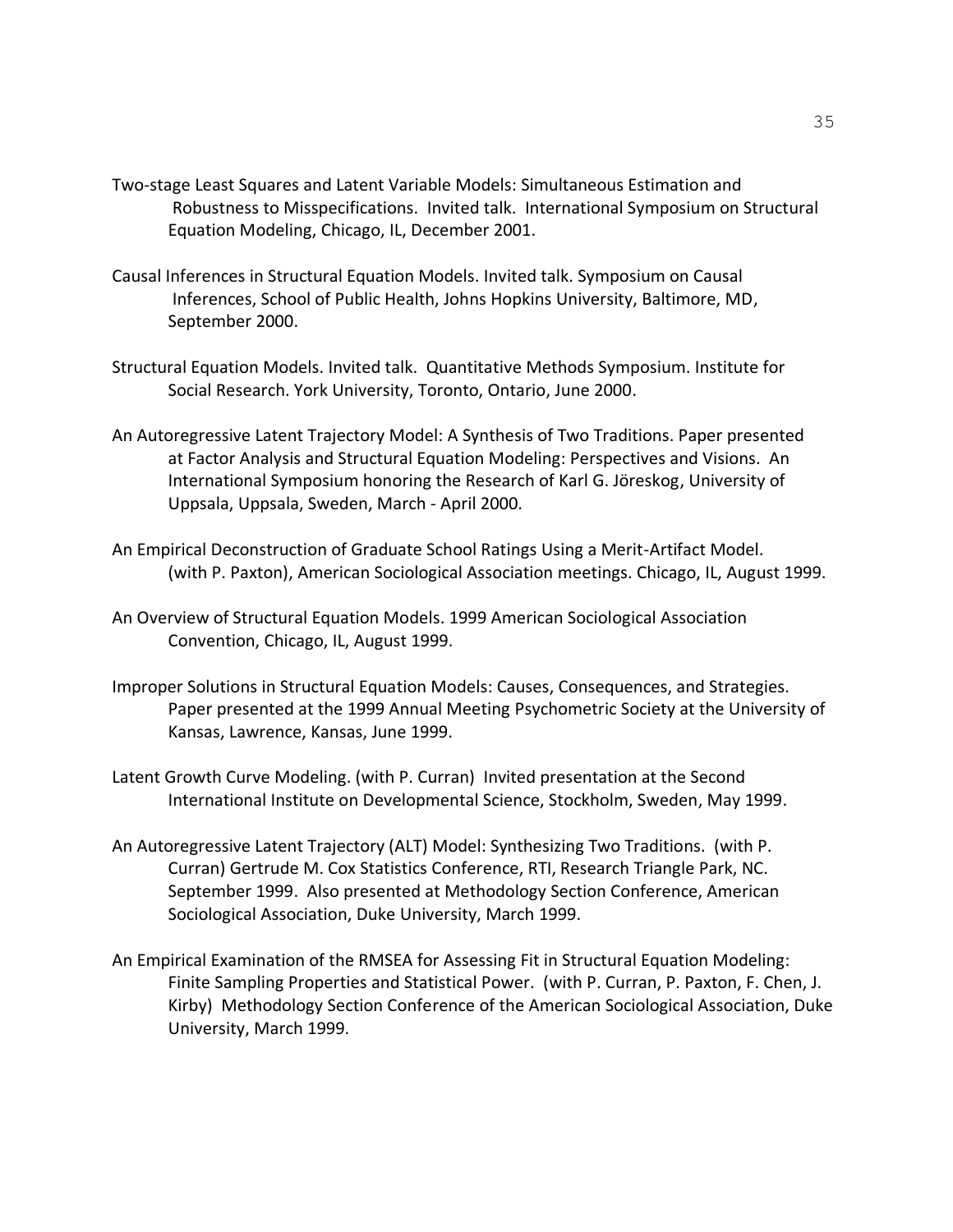Two-stage Least Squares and Latent Variable Models: Simultaneous Estimation and Robustness to Misspecifications. Invited talk. International Symposium on Structural Equation Modeling, Chicago, IL, December 2001.

Causal Inferences in Structural Equation Models. Invited talk. Symposium on Causal Inferences, School of Public Health, Johns Hopkins University, Baltimore, MD, September 2000.

Structural Equation Models. Invited talk. Quantitative Methods Symposium. Institute for Social Research. York University, Toronto, Ontario, June 2000.

An Autoregressive Latent Trajectory Model: A Synthesis of Two Traditions. Paper presented at Factor Analysis and Structural Equation Modeling: Perspectives and Visions. An International Symposium honoring the Research of Karl G. Jöreskog, University of Uppsala, Uppsala, Sweden, March - April 2000.

An Empirical Deconstruction of Graduate School Ratings Using a Merit-Artifact Model. (with P. Paxton), American Sociological Association meetings. Chicago, IL, August 1999.

An Overview of Structural Equation Models. 1999 American Sociological Association Convention, Chicago, IL, August 1999.

Improper Solutions in Structural Equation Models: Causes, Consequences, and Strategies. Paper presented at the 1999 Annual Meeting Psychometric Society at the University of Kansas, Lawrence, Kansas, June 1999.

Latent Growth Curve Modeling. (with P. Curran) Invited presentation at the Second International Institute on Developmental Science, Stockholm, Sweden, May 1999.

An Autoregressive Latent Trajectory (ALT) Model: Synthesizing Two Traditions. (with P. Curran) Gertrude M. Cox Statistics Conference, RTI, Research Triangle Park, NC. September 1999. Also presented at Methodology Section Conference, American Sociological Association, Duke University, March 1999.

An Empirical Examination of the RMSEA for Assessing Fit in Structural Equation Modeling: Finite Sampling Properties and Statistical Power. (with P. Curran, P. Paxton, F. Chen, J. Kirby) Methodology Section Conference of the American Sociological Association, Duke University, March 1999.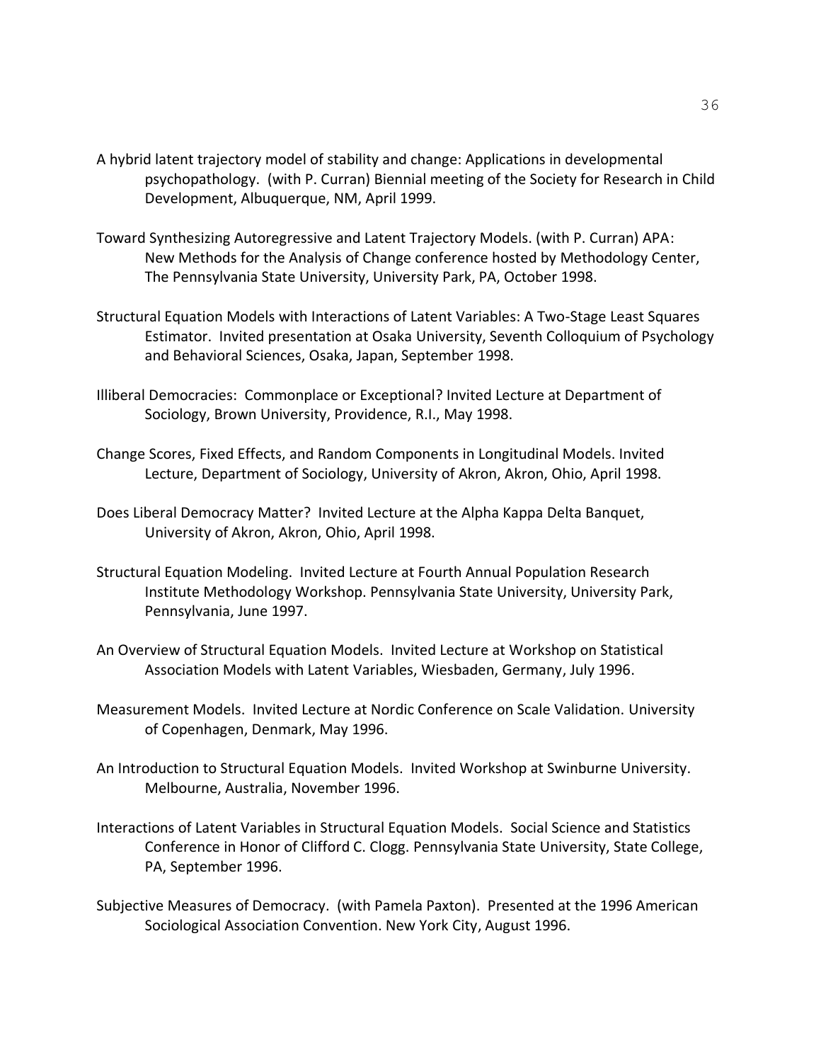A hybrid latent trajectory model of stability and change: Applications in developmental psychopathology. (with P. Curran) Biennial meeting of the Society for Research in Child Development, Albuquerque, NM, April 1999.

Toward Synthesizing Autoregressive and Latent Trajectory Models. (with P. Curran) APA: New Methods for the Analysis of Change conference hosted by Methodology Center, The Pennsylvania State University, University Park, PA, October 1998.

Structural Equation Models with Interactions of Latent Variables: A Two-Stage Least Squares Estimator. Invited presentation at Osaka University, Seventh Colloquium of Psychology and Behavioral Sciences, Osaka, Japan, September 1998.

Illiberal Democracies: Commonplace or Exceptional? Invited Lecture at Department of Sociology, Brown University, Providence, R.I., May 1998.

Change Scores, Fixed Effects, and Random Components in Longitudinal Models. Invited Lecture, Department of Sociology, University of Akron, Akron, Ohio, April 1998.

Does Liberal Democracy Matter? Invited Lecture at the Alpha Kappa Delta Banquet, University of Akron, Akron, Ohio, April 1998.

Structural Equation Modeling. Invited Lecture at Fourth Annual Population Research Institute Methodology Workshop. Pennsylvania State University, University Park, Pennsylvania, June 1997.

An Overview of Structural Equation Models. Invited Lecture at Workshop on Statistical Association Models with Latent Variables, Wiesbaden, Germany, July 1996.

Measurement Models. Invited Lecture at Nordic Conference on Scale Validation. University of Copenhagen, Denmark, May 1996.

An Introduction to Structural Equation Models. Invited Workshop at Swinburne University. Melbourne, Australia, November 1996.

Interactions of Latent Variables in Structural Equation Models. Social Science and Statistics Conference in Honor of Clifford C. Clogg. Pennsylvania State University, State College, PA, September 1996.

Subjective Measures of Democracy. (with Pamela Paxton). Presented at the 1996 American Sociological Association Convention. New York City, August 1996.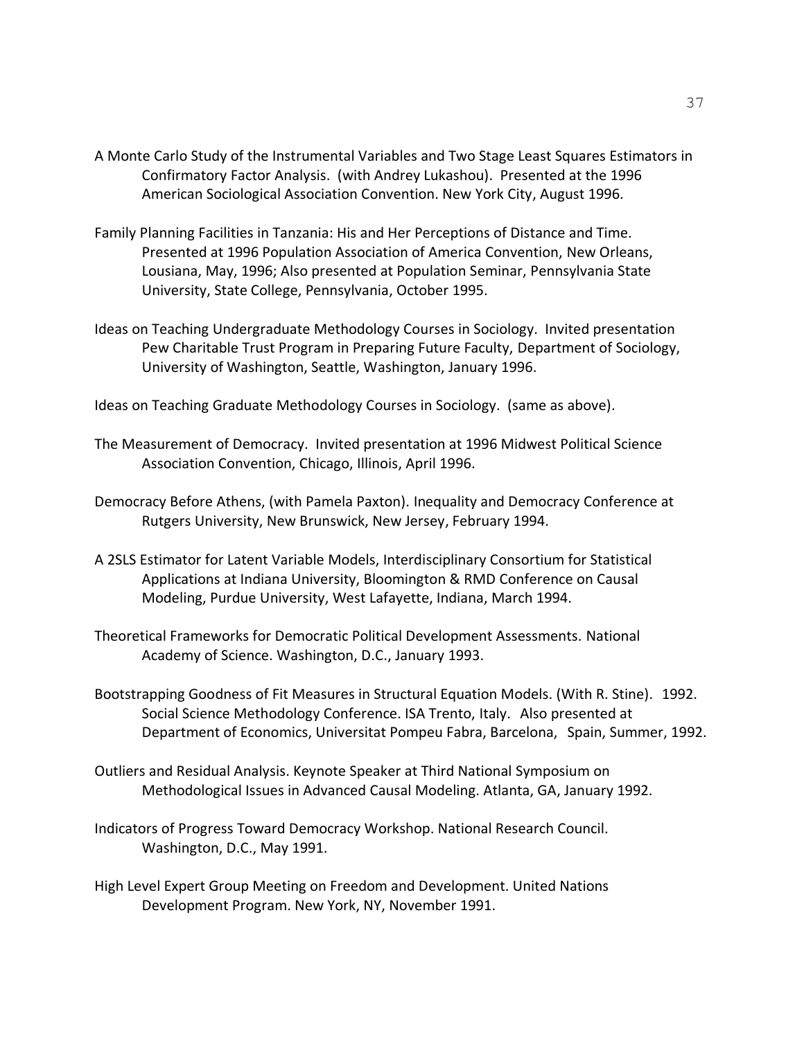A Monte Carlo Study of the Instrumental Variables and Two Stage Least Squares Estimators in Confirmatory Factor Analysis. (with Andrey Lukashou). Presented at the 1996 American Sociological Association Convention. New York City, August 1996.

Family Planning Facilities in Tanzania: His and Her Perceptions of Distance and Time. Presented at 1996 Population Association of America Convention, New Orleans, Lousiana, May, 1996; Also presented at Population Seminar, Pennsylvania State University, State College, Pennsylvania, October 1995.

Ideas on Teaching Undergraduate Methodology Courses in Sociology. Invited presentation Pew Charitable Trust Program in Preparing Future Faculty, Department of Sociology, University of Washington, Seattle, Washington, January 1996.

Ideas on Teaching Graduate Methodology Courses in Sociology. (same as above).

The Measurement of Democracy. Invited presentation at 1996 Midwest Political Science Association Convention, Chicago, Illinois, April 1996.

Democracy Before Athens, (with Pamela Paxton). Inequality and Democracy Conference at Rutgers University, New Brunswick, New Jersey, February 1994.

A 2SLS Estimator for Latent Variable Models, Interdisciplinary Consortium for Statistical Applications at Indiana University, Bloomington & RMD Conference on Causal Modeling, Purdue University, West Lafayette, Indiana, March 1994.

Theoretical Frameworks for Democratic Political Development Assessments. National Academy of Science. Washington, D.C., January 1993.

Bootstrapping Goodness of Fit Measures in Structural Equation Models. (With R. Stine). 1992. Social Science Methodology Conference. ISA Trento, Italy. Also presented at Department of Economics, Universitat Pompeu Fabra, Barcelona, Spain, Summer, 1992.

Outliers and Residual Analysis. Keynote Speaker at Third National Symposium on Methodological Issues in Advanced Causal Modeling. Atlanta, GA, January 1992.

Indicators of Progress Toward Democracy Workshop. National Research Council. Washington, D.C., May 1991.

High Level Expert Group Meeting on Freedom and Development. United Nations Development Program. New York, NY, November 1991.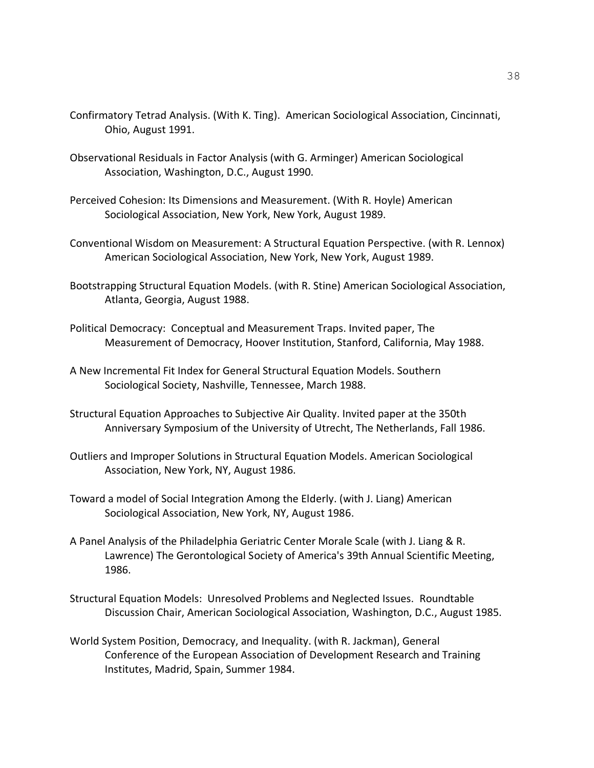Confirmatory Tetrad Analysis. (With K. Ting). American Sociological Association, Cincinnati, Ohio, August 1991.

Observational Residuals in Factor Analysis (with G. Arminger) American Sociological Association, Washington, D.C., August 1990.

Perceived Cohesion: Its Dimensions and Measurement. (With R. Hoyle) American Sociological Association, New York, New York, August 1989.

Conventional Wisdom on Measurement: A Structural Equation Perspective. (with R. Lennox) American Sociological Association, New York, New York, August 1989.

Bootstrapping Structural Equation Models. (with R. Stine) American Sociological Association, Atlanta, Georgia, August 1988.

Political Democracy: Conceptual and Measurement Traps. Invited paper, The Measurement of Democracy, Hoover Institution, Stanford, California, May 1988.

A New Incremental Fit Index for General Structural Equation Models. Southern Sociological Society, Nashville, Tennessee, March 1988.

Structural Equation Approaches to Subjective Air Quality. Invited paper at the 350th Anniversary Symposium of the University of Utrecht, The Netherlands, Fall 1986.

Outliers and Improper Solutions in Structural Equation Models. American Sociological Association, New York, NY, August 1986.

Toward a model of Social Integration Among the Elderly. (with J. Liang) American Sociological Association, New York, NY, August 1986.

A Panel Analysis of the Philadelphia Geriatric Center Morale Scale (with J. Liang & R. Lawrence) The Gerontological Society of America's 39th Annual Scientific Meeting, 1986.

Structural Equation Models: Unresolved Problems and Neglected Issues. Roundtable Discussion Chair, American Sociological Association, Washington, D.C., August 1985.

World System Position, Democracy, and Inequality. (with R. Jackman), General Conference of the European Association of Development Research and Training Institutes, Madrid, Spain, Summer 1984.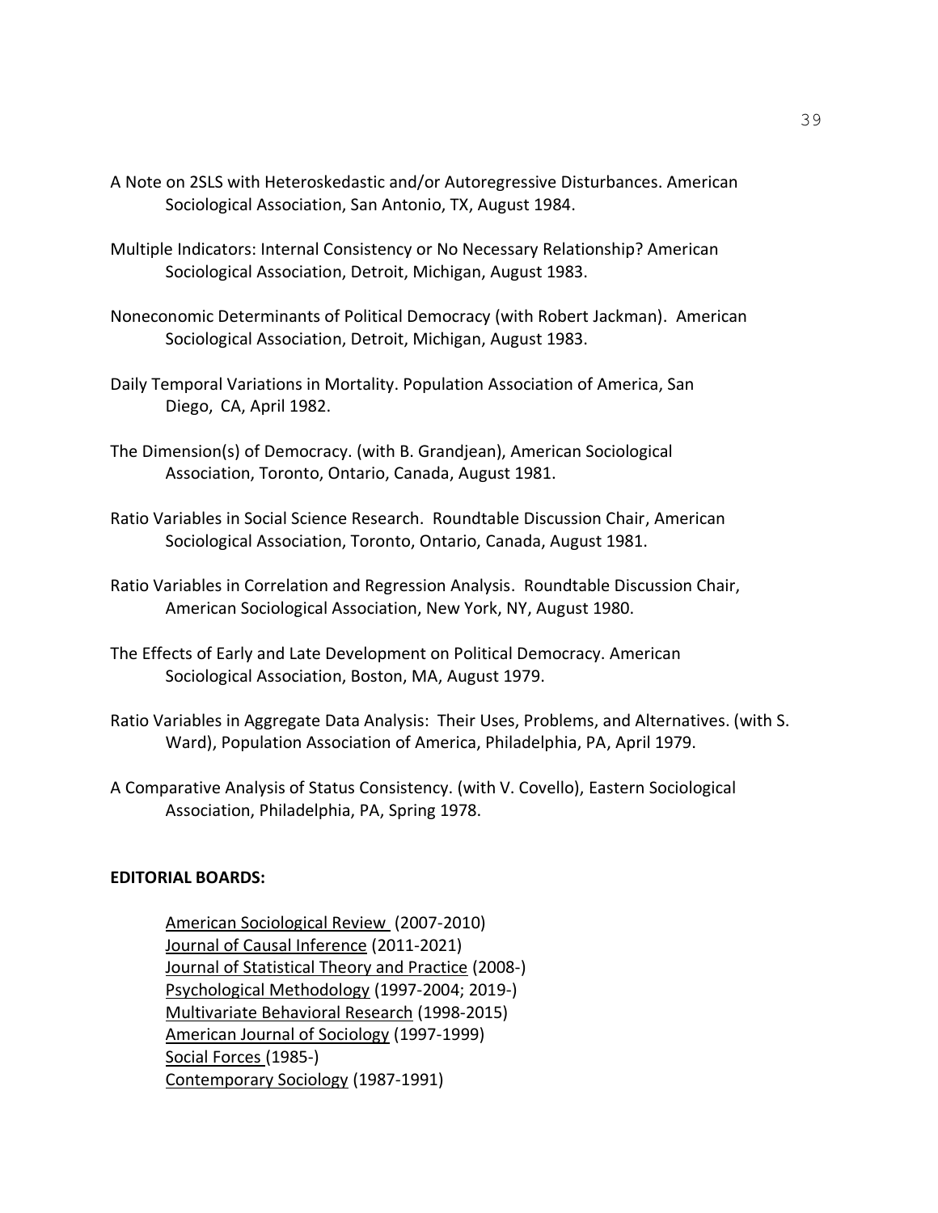A Note on 2SLS with Heteroskedastic and/or Autoregressive Disturbances. American Sociological Association, San Antonio, TX, August 1984.

Multiple Indicators: Internal Consistency or No Necessary Relationship? American Sociological Association, Detroit, Michigan, August 1983.

Noneconomic Determinants of Political Democracy (with Robert Jackman). American Sociological Association, Detroit, Michigan, August 1983.

Daily Temporal Variations in Mortality. Population Association of America, San Diego, CA, April 1982.

The Dimension(s) of Democracy. (with B. Grandjean), American Sociological Association, Toronto, Ontario, Canada, August 1981.

Ratio Variables in Social Science Research. Roundtable Discussion Chair, American Sociological Association, Toronto, Ontario, Canada, August 1981.

Ratio Variables in Correlation and Regression Analysis. Roundtable Discussion Chair, American Sociological Association, New York, NY, August 1980.

The Effects of Early and Late Development on Political Democracy. American Sociological Association, Boston, MA, August 1979.

Ratio Variables in Aggregate Data Analysis: Their Uses, Problems, and Alternatives. (with S. Ward), Population Association of America, Philadelphia, PA, April 1979.

A Comparative Analysis of Status Consistency. (with V. Covello), Eastern Sociological Association, Philadelphia, PA, Spring 1978.

**EDITORIAL BOARDS:**

American Sociological Review (2007-2010)
Journal of Causal Inference (2011-2021)
Journal of Statistical Theory and Practice (2008-)
Psychological Methodology (1997-2004; 2019-)
Multivariate Behavioral Research (1998-2015)
American Journal of Sociology (1997-1999)
Social Forces (1985-)
Contemporary Sociology (1987-1991)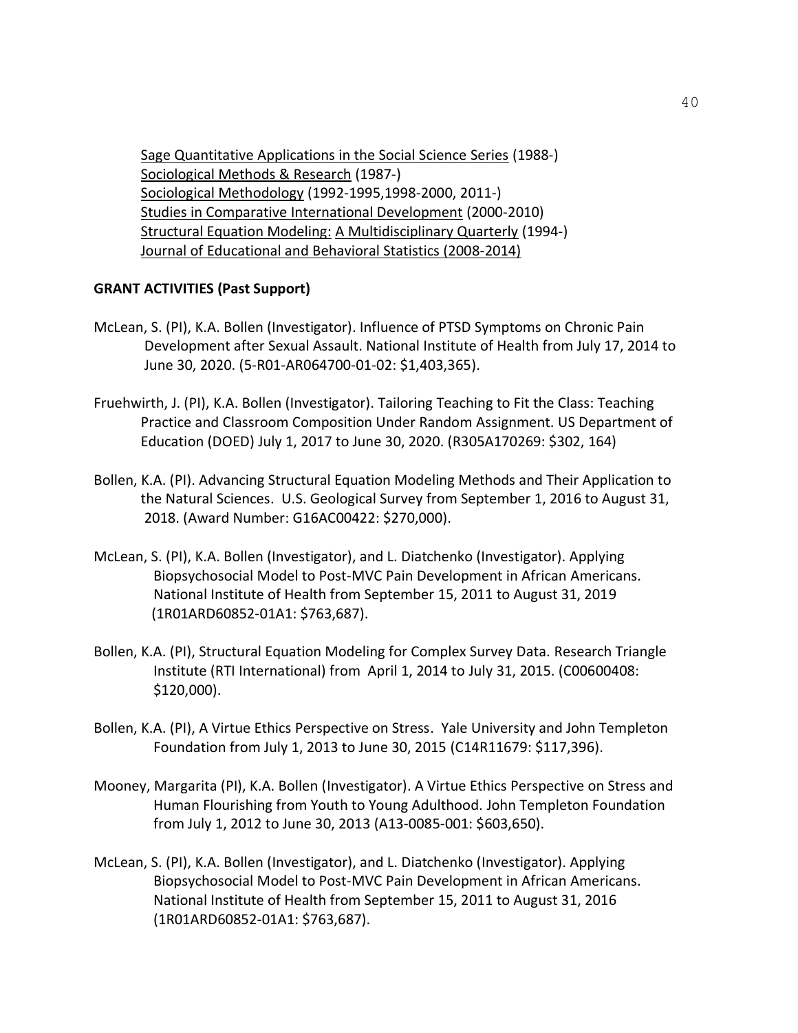Sage Quantitative Applications in the Social Science Series (1988-)
Sociological Methods & Research (1987-)
Sociological Methodology (1992-1995,1998-2000, 2011-)
Studies in Comparative International Development (2000-2010)
Structural Equation Modeling: A Multidisciplinary Quarterly (1994-)
Journal of Educational and Behavioral Statistics (2008-2014)

**GRANT ACTIVITIES (Past Support)**

McLean, S. (PI), K.A. Bollen (Investigator). Influence of PTSD Symptoms on Chronic Pain Development after Sexual Assault. National Institute of Health from July 17, 2014 to June 30, 2020. (5-R01-AR064700-01-02: $1,403,365).

Fruehwirth, J. (PI), K.A. Bollen (Investigator). Tailoring Teaching to Fit the Class: Teaching Practice and Classroom Composition Under Random Assignment. US Department of Education (DOED) July 1, 2017 to June 30, 2020. (R305A170269: $302, 164)

Bollen, K.A. (PI). Advancing Structural Equation Modeling Methods and Their Application to the Natural Sciences. U.S. Geological Survey from September 1, 2016 to August 31, 2018. (Award Number: G16AC00422: $270,000).

McLean, S. (PI), K.A. Bollen (Investigator), and L. Diatchenko (Investigator). Applying Biopsychosocial Model to Post-MVC Pain Development in African Americans. National Institute of Health from September 15, 2011 to August 31, 2019 (1R01ARD60852-01A1: $763,687).

Bollen, K.A. (PI), Structural Equation Modeling for Complex Survey Data. Research Triangle Institute (RTI International) from April 1, 2014 to July 31, 2015. (C00600408: $120,000).

Bollen, K.A. (PI), A Virtue Ethics Perspective on Stress. Yale University and John Templeton Foundation from July 1, 2013 to June 30, 2015 (C14R11679: $117,396).

Mooney, Margarita (PI), K.A. Bollen (Investigator). A Virtue Ethics Perspective on Stress and Human Flourishing from Youth to Young Adulthood. John Templeton Foundation from July 1, 2012 to June 30, 2013 (A13-0085-001: $603,650).

McLean, S. (PI), K.A. Bollen (Investigator), and L. Diatchenko (Investigator). Applying Biopsychosocial Model to Post-MVC Pain Development in African Americans. National Institute of Health from September 15, 2011 to August 31, 2016 (1R01ARD60852-01A1: $763,687).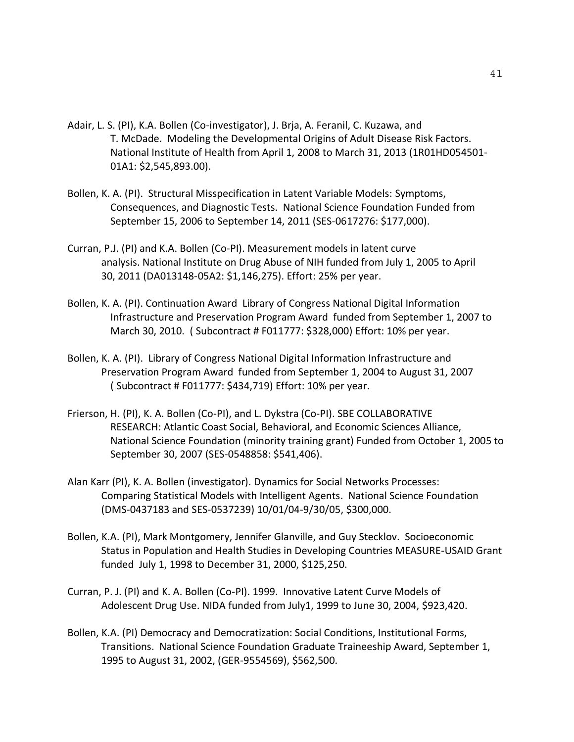Adair, L. S. (PI), K.A. Bollen (Co-investigator), J. Brja, A. Feranil, C. Kuzawa, and T. McDade. Modeling the Developmental Origins of Adult Disease Risk Factors. National Institute of Health from April 1, 2008 to March 31, 2013 (1R01HD054501-01A1: $2,545,893.00).

Bollen, K. A. (PI). Structural Misspecification in Latent Variable Models: Symptoms, Consequences, and Diagnostic Tests. National Science Foundation Funded from September 15, 2006 to September 14, 2011 (SES-0617276: $177,000).

Curran, P.J. (PI) and K.A. Bollen (Co-PI). Measurement models in latent curve analysis. National Institute on Drug Abuse of NIH funded from July 1, 2005 to April 30, 2011 (DA013148-05A2: $1,146,275). Effort: 25% per year.

Bollen, K. A. (PI). Continuation Award Library of Congress National Digital Information Infrastructure and Preservation Program Award funded from September 1, 2007 to March 30, 2010. ( Subcontract # F011777: $328,000) Effort: 10% per year.

Bollen, K. A. (PI). Library of Congress National Digital Information Infrastructure and Preservation Program Award funded from September 1, 2004 to August 31, 2007 ( Subcontract # F011777: $434,719) Effort: 10% per year.

Frierson, H. (PI), K. A. Bollen (Co-PI), and L. Dykstra (Co-PI). SBE COLLABORATIVE RESEARCH: Atlantic Coast Social, Behavioral, and Economic Sciences Alliance, National Science Foundation (minority training grant) Funded from October 1, 2005 to September 30, 2007 (SES-0548858: $541,406).

Alan Karr (PI), K. A. Bollen (investigator). Dynamics for Social Networks Processes: Comparing Statistical Models with Intelligent Agents. National Science Foundation (DMS-0437183 and SES-0537239) 10/01/04-9/30/05, $300,000.

Bollen, K.A. (PI), Mark Montgomery, Jennifer Glanville, and Guy Stecklov. Socioeconomic Status in Population and Health Studies in Developing Countries MEASURE-USAID Grant funded July 1, 1998 to December 31, 2000, $125,250.

Curran, P. J. (PI) and K. A. Bollen (Co-PI). 1999. Innovative Latent Curve Models of Adolescent Drug Use. NIDA funded from July1, 1999 to June 30, 2004, $923,420.

Bollen, K.A. (PI) Democracy and Democratization: Social Conditions, Institutional Forms, Transitions. National Science Foundation Graduate Traineeship Award, September 1, 1995 to August 31, 2002, (GER-9554569), $562,500.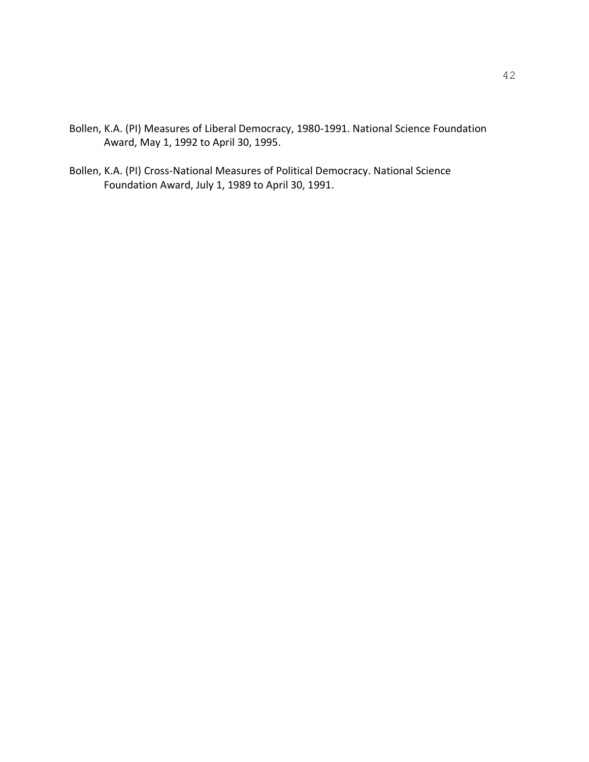Bollen, K.A. (PI) Measures of Liberal Democracy, 1980-1991. National Science Foundation Award, May 1, 1992 to April 30, 1995.

Bollen, K.A. (PI) Cross-National Measures of Political Democracy. National Science Foundation Award, July 1, 1989 to April 30, 1991.